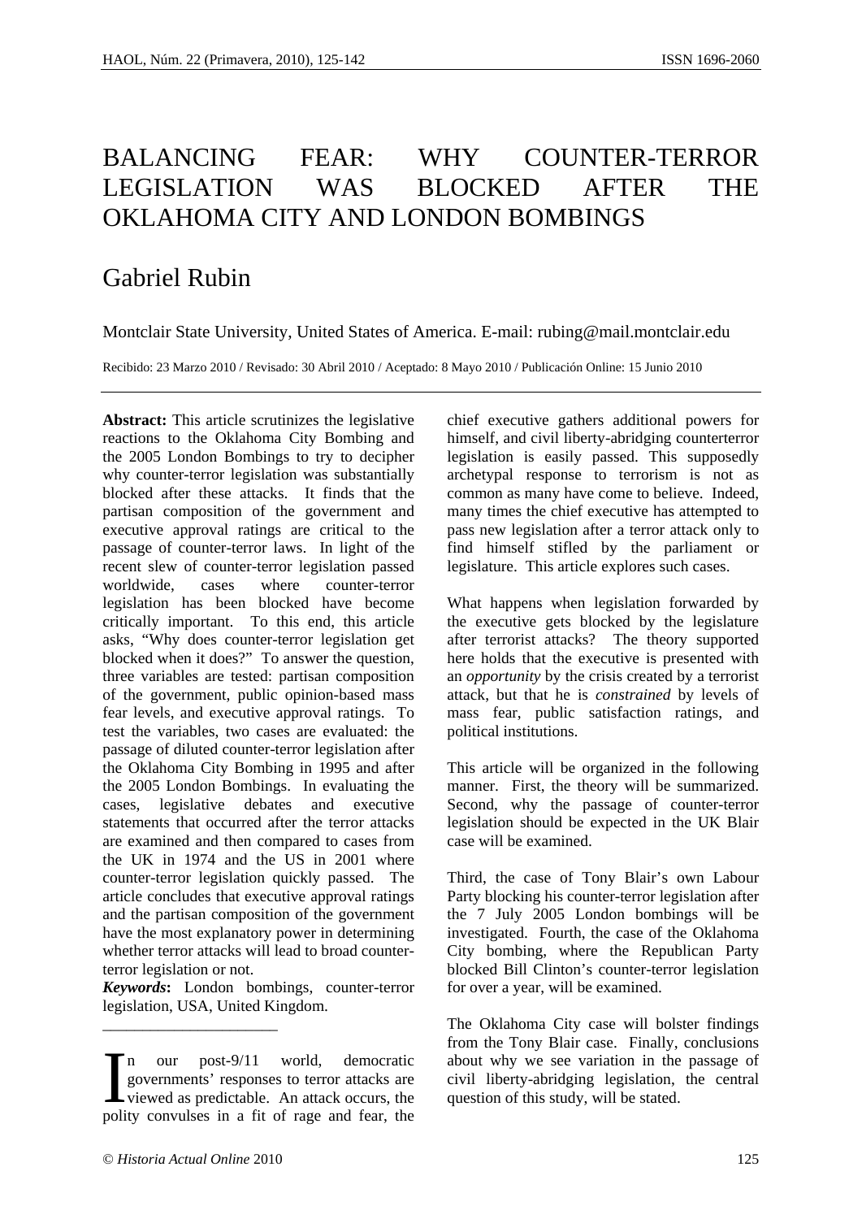# BALANCING FEAR: WHY COUNTER-TERROR LEGISLATION WAS BLOCKED AFTER THE OKLAHOMA CITY AND LONDON BOMBINGS

## Gabriel Rubin

Montclair State University, United States of America. E-mail: rubing@mail.montclair.edu

Recibido: 23 Marzo 2010 / Revisado: 30 Abril 2010 / Aceptado: 8 Mayo 2010 / Publicación Online: 15 Junio 2010

**Abstract:** This article scrutinizes the legislative reactions to the Oklahoma City Bombing and the 2005 London Bombings to try to decipher why counter-terror legislation was substantially blocked after these attacks. It finds that the partisan composition of the government and executive approval ratings are critical to the passage of counter-terror laws. In light of the recent slew of counter-terror legislation passed worldwide, cases where counter-terror legislation has been blocked have become critically important. To this end, this article asks, "Why does counter-terror legislation get blocked when it does?" To answer the question, three variables are tested: partisan composition of the government, public opinion-based mass fear levels, and executive approval ratings. To test the variables, two cases are evaluated: the passage of diluted counter-terror legislation after the Oklahoma City Bombing in 1995 and after the 2005 London Bombings. In evaluating the cases, legislative debates and executive statements that occurred after the terror attacks are examined and then compared to cases from the UK in 1974 and the US in 2001 where counter-terror legislation quickly passed. The article concludes that executive approval ratings and the partisan composition of the government have the most explanatory power in determining whether terror attacks will lead to broad counter-terror legislation or not.

***Keywords*:** London bombings, counter-terror legislation, USA, United Kingdom.

---

In our post-9/11 world, democratic governments' responses to terror attacks are viewed as predictable. An attack occurs, the polity convulses in a fit of rage and fear, the chief executive gathers additional powers for himself, and civil liberty-abridging counterterror legislation is easily passed. This supposedly archetypal response to terrorism is not as common as many have come to believe. Indeed, many times the chief executive has attempted to pass new legislation after a terror attack only to find himself stifled by the parliament or legislature. This article explores such cases.

What happens when legislation forwarded by the executive gets blocked by the legislature after terrorist attacks? The theory supported here holds that the executive is presented with an *opportunity* by the crisis created by a terrorist attack, but that he is *constrained* by levels of mass fear, public satisfaction ratings, and political institutions.

This article will be organized in the following manner. First, the theory will be summarized. Second, why the passage of counter-terror legislation should be expected in the UK Blair case will be examined.

Third, the case of Tony Blair's own Labour Party blocking his counter-terror legislation after the 7 July 2005 London bombings will be investigated. Fourth, the case of the Oklahoma City bombing, where the Republican Party blocked Bill Clinton's counter-terror legislation for over a year, will be examined.

The Oklahoma City case will bolster findings from the Tony Blair case. Finally, conclusions about why we see variation in the passage of civil liberty-abridging legislation, the central question of this study, will be stated.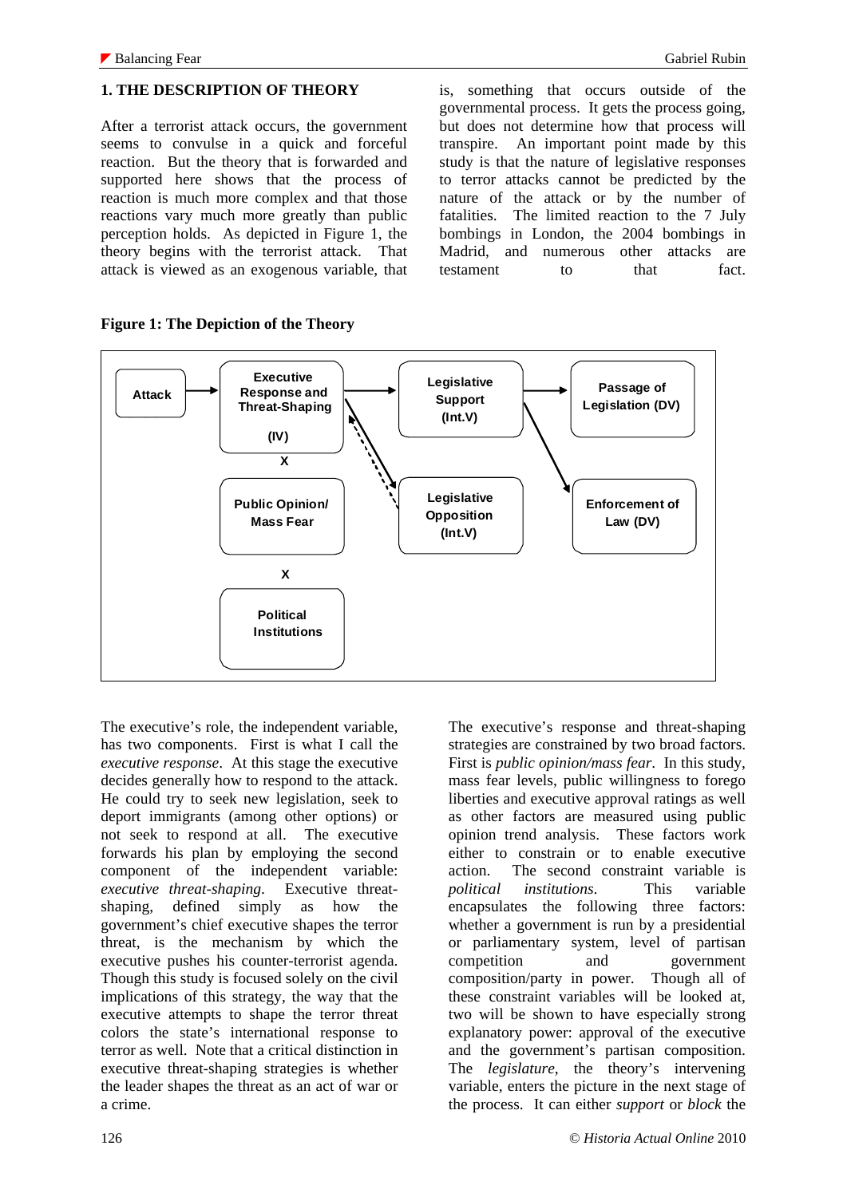## 1. THE DESCRIPTION OF THEORY

After a terrorist attack occurs, the government seems to convulse in a quick and forceful reaction. But the theory that is forwarded and supported here shows that the process of reaction is much more complex and that those reactions vary much more greatly than public perception holds. As depicted in Figure 1, the theory begins with the terrorist attack. That attack is viewed as an exogenous variable, that is, something that occurs outside of the governmental process. It gets the process going, but does not determine how that process will transpire. An important point made by this study is that the nature of legislative responses to terror attacks cannot be predicted by the nature of the attack or by the number of fatalities. The limited reaction to the 7 July bombings in London, the 2004 bombings in Madrid, and numerous other attacks are testament to that fact.

**Figure 1: The Depiction of the Theory**

The executive's role, the independent variable, has two components. First is what I call the *executive response*. At this stage the executive decides generally how to respond to the attack. He could try to seek new legislation, seek to deport immigrants (among other options) or not seek to respond at all. The executive forwards his plan by employing the second component of the independent variable: *executive threat-shaping*. Executive threat-shaping, defined simply as how the government's chief executive shapes the terror threat, is the mechanism by which the executive pushes his counter-terrorist agenda. Though this study is focused solely on the civil implications of this strategy, the way that the executive attempts to shape the terror threat colors the state's international response to terror as well. Note that a critical distinction in executive threat-shaping strategies is whether the leader shapes the threat as an act of war or a crime.

The executive's response and threat-shaping strategies are constrained by two broad factors. First is *public opinion/mass fear*. In this study, mass fear levels, public willingness to forego liberties and executive approval ratings as well as other factors are measured using public opinion trend analysis. These factors work either to constrain or to enable executive action. The second constraint variable is *political institutions*. This variable encapsulates the following three factors: whether a government is run by a presidential or parliamentary system, level of partisan competition and government composition/party in power. Though all of these constraint variables will be looked at, two will be shown to have especially strong explanatory power: approval of the executive and the government's partisan composition. The *legislature*, the theory's intervening variable, enters the picture in the next stage of the process. It can either *support* or *block* the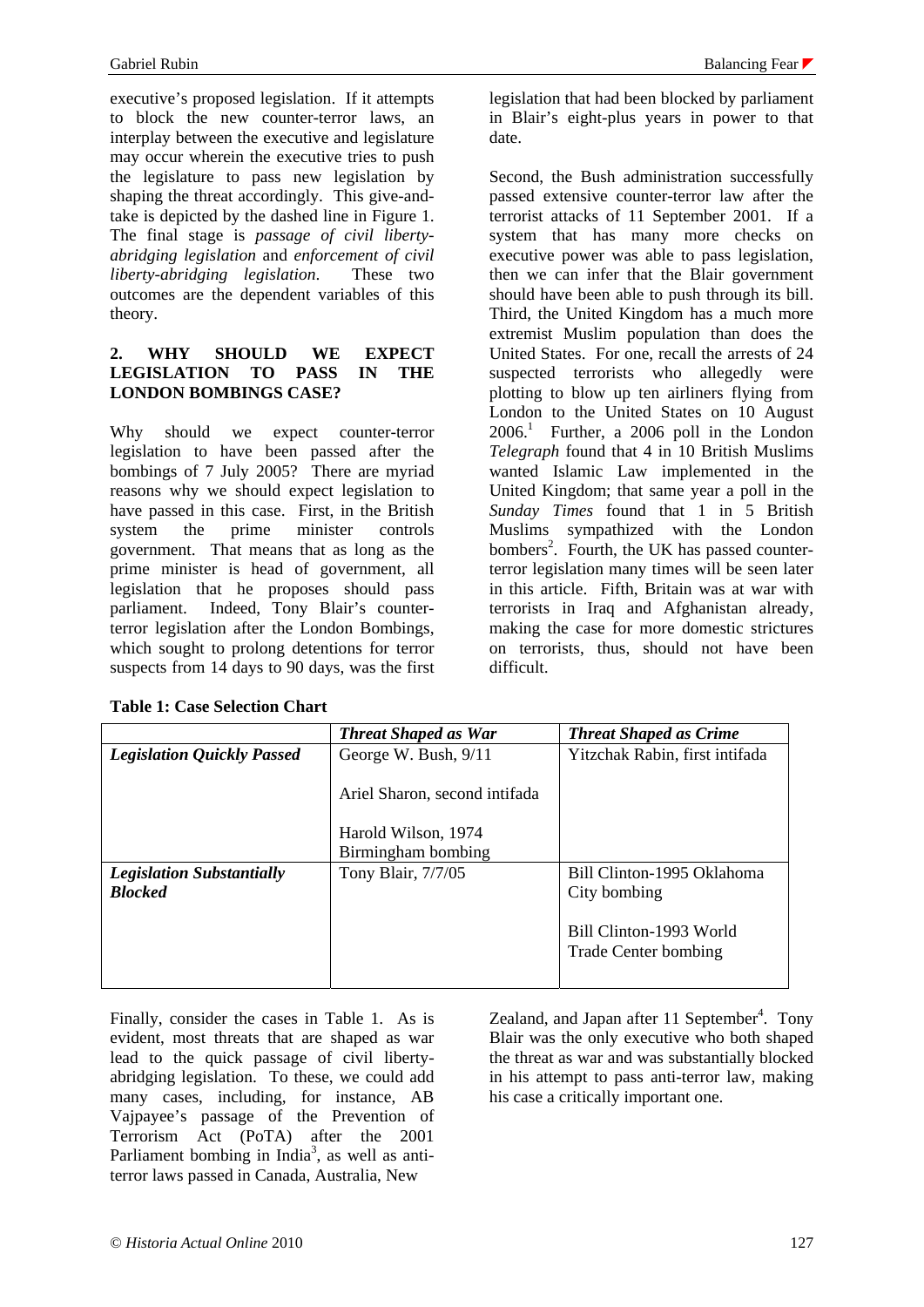executive's proposed legislation. If it attempts to block the new counter-terror laws, an interplay between the executive and legislature may occur wherein the executive tries to push the legislature to pass new legislation by shaping the threat accordingly. This give-and-take is depicted by the dashed line in Figure 1. The final stage is *passage of civil liberty-abridging legislation* and *enforcement of civil liberty-abridging legislation*. These two outcomes are the dependent variables of this theory.

## 2. WHY SHOULD WE EXPECT LEGISLATION TO PASS IN THE LONDON BOMBINGS CASE?

Why should we expect counter-terror legislation to have been passed after the bombings of 7 July 2005? There are myriad reasons why we should expect legislation to have passed in this case. First, in the British system the prime minister controls government. That means that as long as the prime minister is head of government, all legislation that he proposes should pass parliament. Indeed, Tony Blair's counter-terror legislation after the London Bombings, which sought to prolong detentions for terror suspects from 14 days to 90 days, was the first legislation that had been blocked by parliament in Blair's eight-plus years in power to that date.

Second, the Bush administration successfully passed extensive counter-terror law after the terrorist attacks of 11 September 2001. If a system that has many more checks on executive power was able to pass legislation, then we can infer that the Blair government should have been able to push through its bill. Third, the United Kingdom has a much more extremist Muslim population than does the United States. For one, recall the arrests of 24 suspected terrorists who allegedly were plotting to blow up ten airliners flying from London to the United States on 10 August 2006.[1] Further, a 2006 poll in the London *Telegraph* found that 4 in 10 British Muslims wanted Islamic Law implemented in the United Kingdom; that same year a poll in the *Sunday Times* found that 1 in 5 British Muslims sympathized with the London bombers[2]. Fourth, the UK has passed counter-terror legislation many times will be seen later in this article. Fifth, Britain was at war with terrorists in Iraq and Afghanistan already, making the case for more domestic strictures on terrorists, thus, should not have been difficult.

**Table 1: Case Selection Chart**

| | ***Threat Shaped as War*** | ***Threat Shaped as Crime*** |
|---|---|---|
| ***Legislation Quickly Passed*** | George W. Bush, 9/11<br><br>Ariel Sharon, second intifada<br><br>Harold Wilson, 1974 Birmingham bombing | Yitzchak Rabin, first intifada |
| ***Legislation Substantially Blocked*** | Tony Blair, 7/7/05 | Bill Clinton-1995 Oklahoma City bombing<br><br>Bill Clinton-1993 World Trade Center bombing |

Finally, consider the cases in Table 1. As is evident, most threats that are shaped as war lead to the quick passage of civil liberty-abridging legislation. To these, we could add many cases, including, for instance, AB Vajpayee's passage of the Prevention of Terrorism Act (PoTA) after the 2001 Parliament bombing in India[3], as well as anti-terror laws passed in Canada, Australia, New Zealand, and Japan after 11 September[4]. Tony Blair was the only executive who both shaped the threat as war and was substantially blocked in his attempt to pass anti-teror law, making his case a critically important one.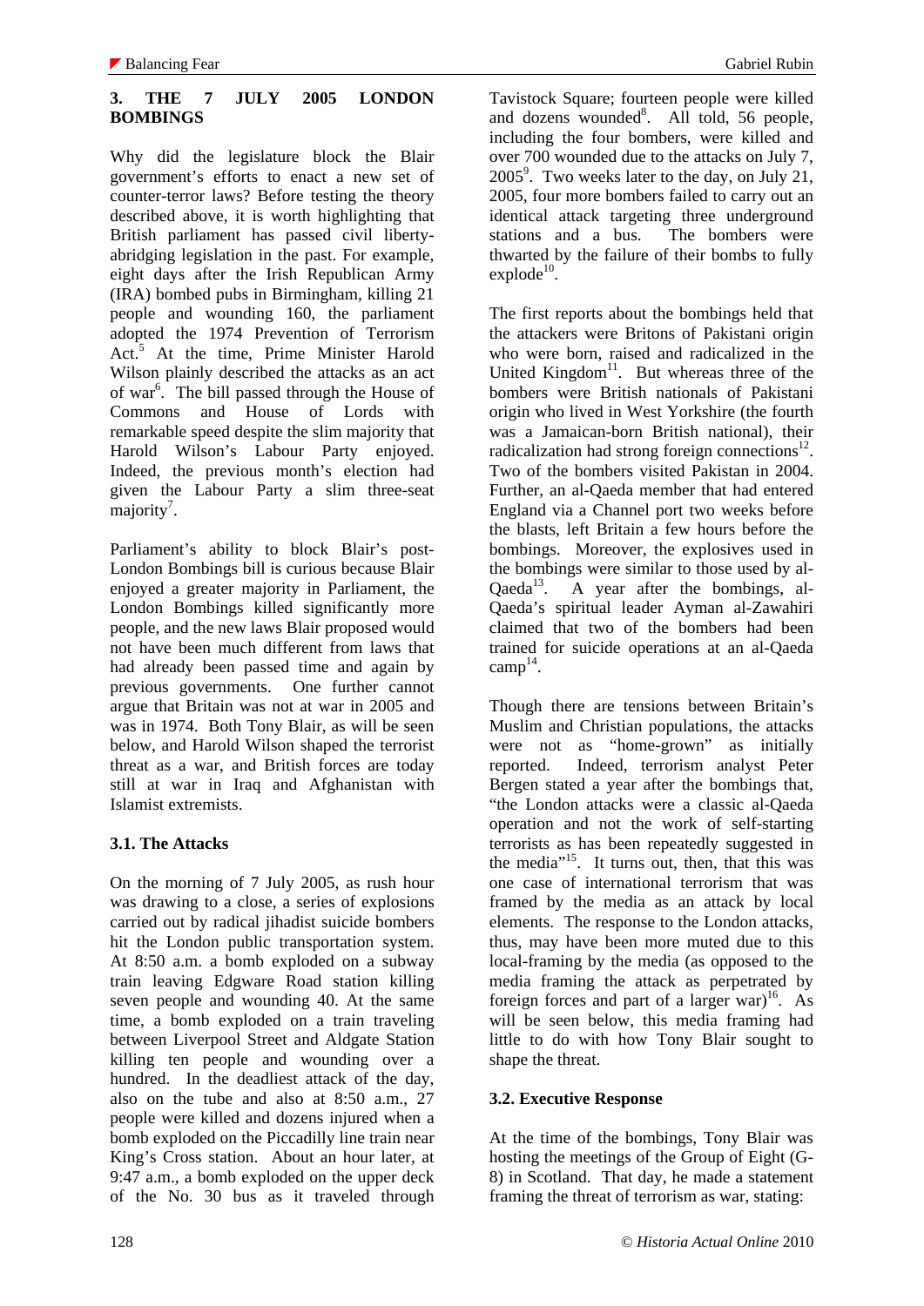### 3. THE 7 JULY 2005 LONDON BOMBINGS

Why did the legislature block the Blair government's efforts to enact a new set of counter-terror laws? Before testing the theory described above, it is worth highlighting that British parliament has passed civil liberty-abridging legislation in the past. For example, eight days after the Irish Republican Army (IRA) bombed pubs in Birmingham, killing 21 people and wounding 160, the parliament adopted the 1974 Prevention of Terrorism Act.[5] At the time, Prime Minister Harold Wilson plainly described the attacks as an act of war[6]. The bill passed through the House of Commons and House of Lords with remarkable speed despite the slim majority that Harold Wilson's Labour Party enjoyed. Indeed, the previous month's election had given the Labour Party a slim three-seat majority[7].

Parliament's ability to block Blair's post-London Bombings bill is curious because Blair enjoyed a greater majority in Parliament, the London Bombings killed significantly more people, and the new laws Blair proposed would not have been much different from laws that had already been passed time and again by previous governments. One further cannot argue that Britain was not at war in 2005 and was in 1974. Both Tony Blair, as will be seen below, and Harold Wilson shaped the terrorist threat as a war, and British forces are today still at war in Iraq and Afghanistan with Islamist extremists.

#### 3.1. The Attacks

On the morning of 7 July 2005, as rush hour was drawing to a close, a series of explosions carried out by radical jihadist suicide bombers hit the London public transportation system. At 8:50 a.m. a bomb exploded on a subway train leaving Edgware Road station killing seven people and wounding 40. At the same time, a bomb exploded on a train traveling between Liverpool Street and Aldgate Station killing ten people and wounding over a hundred. In the deadliest attack of the day, also on the tube and also at 8:50 a.m., 27 people were killed and dozens injured when a bomb exploded on the Piccadilly line train near King's Cross station. About an hour later, at 9:47 a.m., a bomb exploded on the upper deck of the No. 30 bus as it traveled through Tavistock Square; fourteen people were killed and dozens wounded[8]. All told, 56 people, including the four bombers, were killed and over 700 wounded due to the attacks on July 7, 2005[9]. Two weeks later to the day, on July 21, 2005, four more bombers failed to carry out an identical attack targeting three underground stations and a bus. The bombers were thwarted by the failure of their bombs to fully explode[10].

The first reports about the bombings held that the attackers were Britons of Pakistani origin who were born, raised and radicalized in the United Kingdom[11]. But whereas three of the bombers were British nationals of Pakistani origin who lived in West Yorkshire (the fourth was a Jamaican-born British national), their radicalization had strong foreign connections[12]. Two of the bombers visited Pakistan in 2004. Further, an al-Qaeda member that had entered England via a Channel port two weeks before the blasts, left Britain a few hours before the bombings. Moreover, the explosives used in the bombings were similar to those used by al-Qaeda[13]. A year after the bombings, al-Qaeda's spiritual leader Ayman al-Zawahiri claimed that two of the bombers had been trained for suicide operations at an al-Qaeda camp[14].

Though there are tensions between Britain's Muslim and Christian populations, the attacks were not as "home-grown" as initially reported. Indeed, terrorism analyst Peter Bergen stated a year after the bombings that, "the London attacks were a classic al-Qaeda operation and not the work of self-starting terrorists as has been repeatedly suggested in the media"[15]. It turns out, then, that this was one case of international terrorism that was framed by the media as an attack by local elements. The response to the London attacks, thus, may have been more muted due to this local-framing by the media (as opposed to the media framing the attack as perpetrated by foreign forces and part of a larger war)[16]. As will be seen below, this media framing had little to do with how Tony Blair sought to shape the threat.

#### 3.2. Executive Response

At the time of the bombings, Tony Blair was hosting the meetings of the Group of Eight (G-8) in Scotland. That day, he made a statement framing the threat of terrorism as war, stating: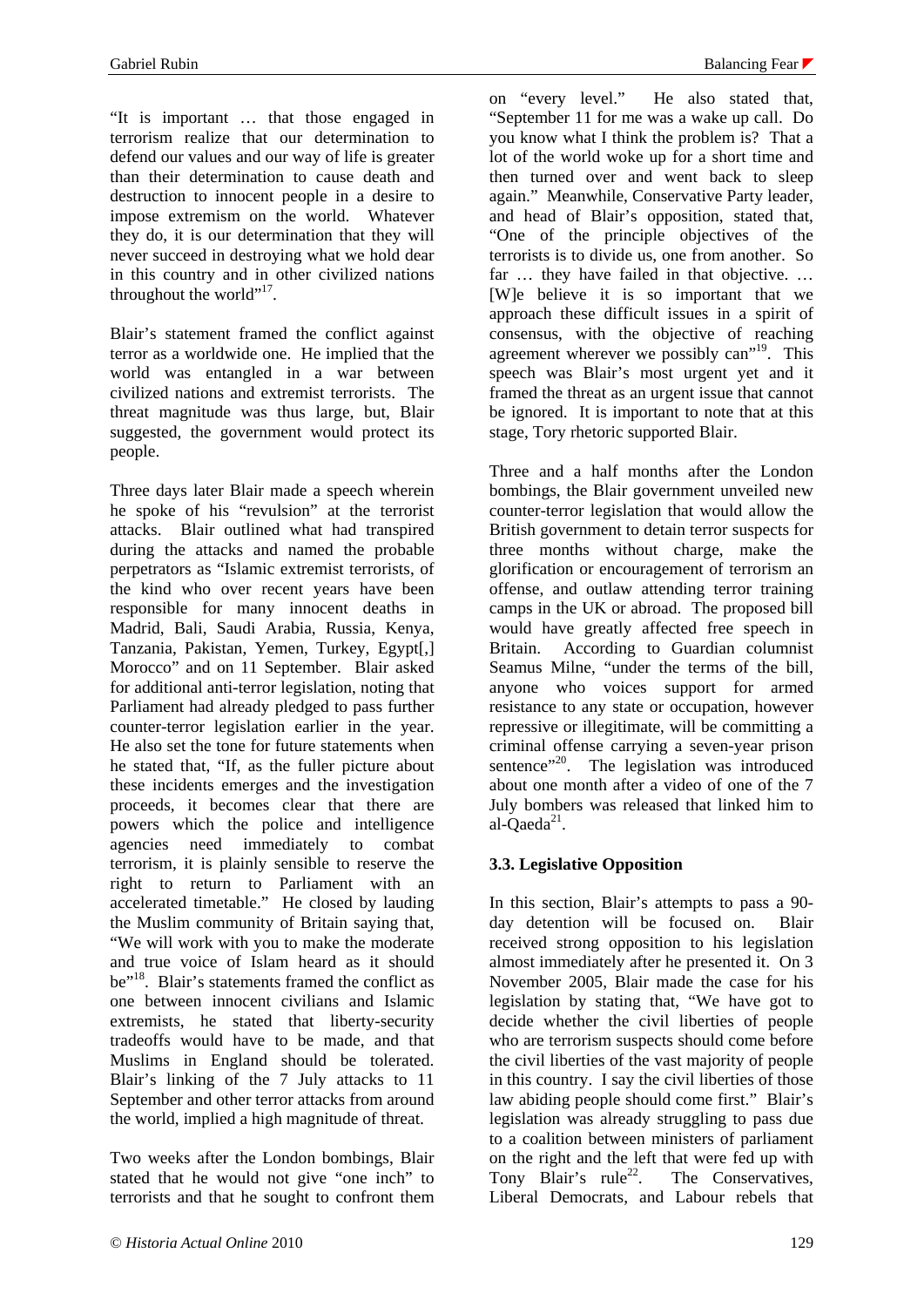"It is important … that those engaged in terrorism realize that our determination to defend our values and our way of life is greater than their determination to cause death and destruction to innocent people in a desire to impose extremism on the world. Whatever they do, it is our determination that they will never succeed in destroying what we hold dear in this country and in other civilized nations throughout the world"[17].

Blair's statement framed the conflict against terror as a worldwide one. He implied that the world was entangled in a war between civilized nations and extremist terrorists. The threat magnitude was thus large, but, Blair suggested, the government would protect its people.

Three days later Blair made a speech wherein he spoke of his "revulsion" at the terrorist attacks. Blair outlined what had transpired during the attacks and named the probable perpetrators as "Islamic extremist terrorists, of the kind who over recent years have been responsible for many innocent deaths in Madrid, Bali, Saudi Arabia, Russia, Kenya, Tanzania, Pakistan, Yemen, Turkey, Egypt[,] Morocco" and on 11 September. Blair asked for additional anti-terror legislation, noting that Parliament had already pledged to pass further counter-terror legislation earlier in the year. He also set the tone for future statements when he stated that, "If, as the fuller picture about these incidents emerges and the investigation proceeds, it becomes clear that there are powers which the police and intelligence agencies need immediately to combat terrorism, it is plainly sensible to reserve the right to return to Parliament with an accelerated timetable." He closed by lauding the Muslim community of Britain saying that, "We will work with you to make the moderate and true voice of Islam heard as it should be"[18]. Blair's statements framed the conflict as one between innocent civilians and Islamic extremists, he stated that liberty-security tradeoffs would have to be made, and that Muslims in England should be tolerated. Blair's linking of the 7 July attacks to 11 September and other terror attacks from around the world, implied a high magnitude of threat.

Two weeks after the London bombings, Blair stated that he would not give "one inch" to terrorists and that he sought to confront them on "every level." He also stated that, "September 11 for me was a wake up call. Do you know what I think the problem is? That a lot of the world woke up for a short time and then turned over and went back to sleep again." Meanwhile, Conservative Party leader, and head of Blair's opposition, stated that, "One of the principle objectives of the terrorists is to divide us, one from another. So far … they have failed in that objective. … [W]e believe it is so important that we approach these difficult issues in a spirit of consensus, with the objective of reaching agreement wherever we possibly can"[19]. This speech was Blair's most urgent yet and it framed the threat as an urgent issue that cannot be ignored. It is important to note that at this stage, Tory rhetoric supported Blair.

Three and a half months after the London bombings, the Blair government unveiled new counter-terror legislation that would allow the British government to detain terror suspects for three months without charge, make the glorification or encouragement of terrorism an offense, and outlaw attending terror training camps in the UK or abroad. The proposed bill would have greatly affected free speech in Britain. According to Guardian columnist Seamus Milne, "under the terms of the bill, anyone who voices support for armed resistance to any state or occupation, however repressive or illegitimate, will be committing a criminal offense carrying a seven-year prison sentence"[20]. The legislation was introduced about one month after a video of one of the 7 July bombers was released that linked him to al-Qaeda[21].

### 3.3. Legislative Opposition

In this section, Blair's attempts to pass a 90-day detention will be focused on. Blair received strong opposition to his legislation almost immediately after he presented it. On 3 November 2005, Blair made the case for his legislation by stating that, "We have got to decide whether the civil liberties of people who are terrorism suspects should come before the civil liberties of the vast majority of people in this country. I say the civil liberties of those law abiding people should come first." Blair's legislation was already struggling to pass due to a coalition between ministers of parliament on the right and the left that were fed up with Tony Blair's rule[22]. The Conservatives, Liberal Democrats, and Labour rebels that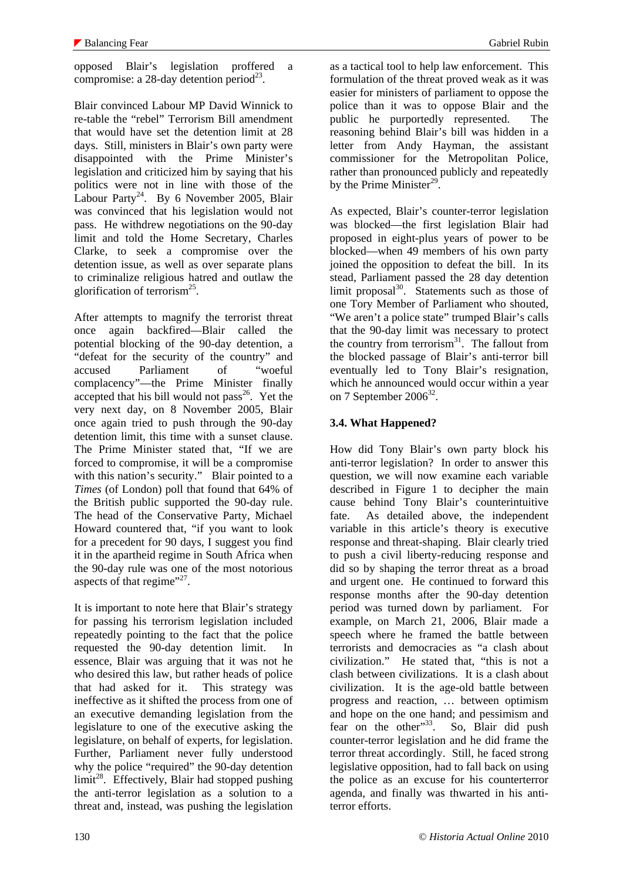opposed Blair's legislation proffered a compromise: a 28-day detention period[23].

Blair convinced Labour MP David Winnick to re-table the "rebel" Terrorism Bill amendment that would have set the detention limit at 28 days. Still, ministers in Blair's own party were disappointed with the Prime Minister's legislation and criticized him by saying that his politics were not in line with those of the Labour Party[24]. By 6 November 2005, Blair was convinced that his legislation would not pass. He withdrew negotiations on the 90-day limit and told the Home Secretary, Charles Clarke, to seek a compromise over the detention issue, as well as over separate plans to criminalize religious hatred and outlaw the glorification of terrorism[25].

After attempts to magnify the terrorist threat once again backfired—Blair called the potential blocking of the 90-day detention, a "defeat for the security of the country" and accused Parliament of "woeful complacency"—the Prime Minister finally accepted that his bill would not pass[26]. Yet the very next day, on 8 November 2005, Blair once again tried to push through the 90-day detention limit, this time with a sunset clause. The Prime Minister stated that, "If we are forced to compromise, it will be a compromise with this nation's security." Blair pointed to a *Times* (of London) poll that found that 64% of the British public supported the 90-day rule. The head of the Conservative Party, Michael Howard countered that, "if you want to look for a precedent for 90 days, I suggest you find it in the apartheid regime in South Africa when the 90-day rule was one of the most notorious aspects of that regime"[27].

It is important to note here that Blair's strategy for passing his terrorism legislation included repeatedly pointing to the fact that the police requested the 90-day detention limit. In essence, Blair was arguing that it was not he who desired this law, but rather heads of police that had asked for it. This strategy was ineffective as it shifted the process from one of an executive demanding legislation from the legislature to one of the executive asking the legislature, on behalf of experts, for legislation. Further, Parliament never fully understood why the police "required" the 90-day detention limit[28]. Effectively, Blair had stopped pushing the anti-terror legislation as a solution to a threat and, instead, was pushing the legislation as a tactical tool to help law enforcement. This formulation of the threat proved weak as it was easier for ministers of parliament to oppose the police than it was to oppose Blair and the public he purportedly represented. The reasoning behind Blair's bill was hidden in a letter from Andy Hayman, the assistant commissioner for the Metropolitan Police, rather than pronounced publicly and repeatedly by the Prime Minister[29].

As expected, Blair's counter-terror legislation was blocked—the first legislation Blair had proposed in eight-plus years of power to be blocked—when 49 members of his own party joined the opposition to defeat the bill. In its stead, Parliament passed the 28 day detention limit proposal[30]. Statements such as those of one Tory Member of Parliament who shouted, "We aren't a police state" trumped Blair's calls that the 90-day limit was necessary to protect the country from terrorism[31]. The fallout from the blocked passage of Blair's anti-terror bill eventually led to Tony Blair's resignation, which he announced would occur within a year on 7 September 2006[32].

### 3.4. What Happened?

How did Tony Blair's own party block his anti-terror legislation? In order to answer this question, we will now examine each variable described in Figure 1 to decipher the main cause behind Tony Blair's counterintuitive fate. As detailed above, the independent variable in this article's theory is executive response and threat-shaping. Blair clearly tried to push a civil liberty-reducing response and did so by shaping the terror threat as a broad and urgent one. He continued to forward this response months after the 90-day detention period was turned down by parliament. For example, on March 21, 2006, Blair made a speech where he framed the battle between terrorists and democracies as "a clash about civilization." He stated that, "this is not a clash between civilizations. It is a clash about civilization. It is the age-old battle between progress and reaction, … between optimism and hope on the one hand; and pessimism and fear on the other"[33]. So, Blair did push counter-terror legislation and he did frame the terror threat accordingly. Still, he faced strong legislative opposition, had to fall back on using the police as an excuse for his counterterror agenda, and finally was thwarted in his anti-terror efforts.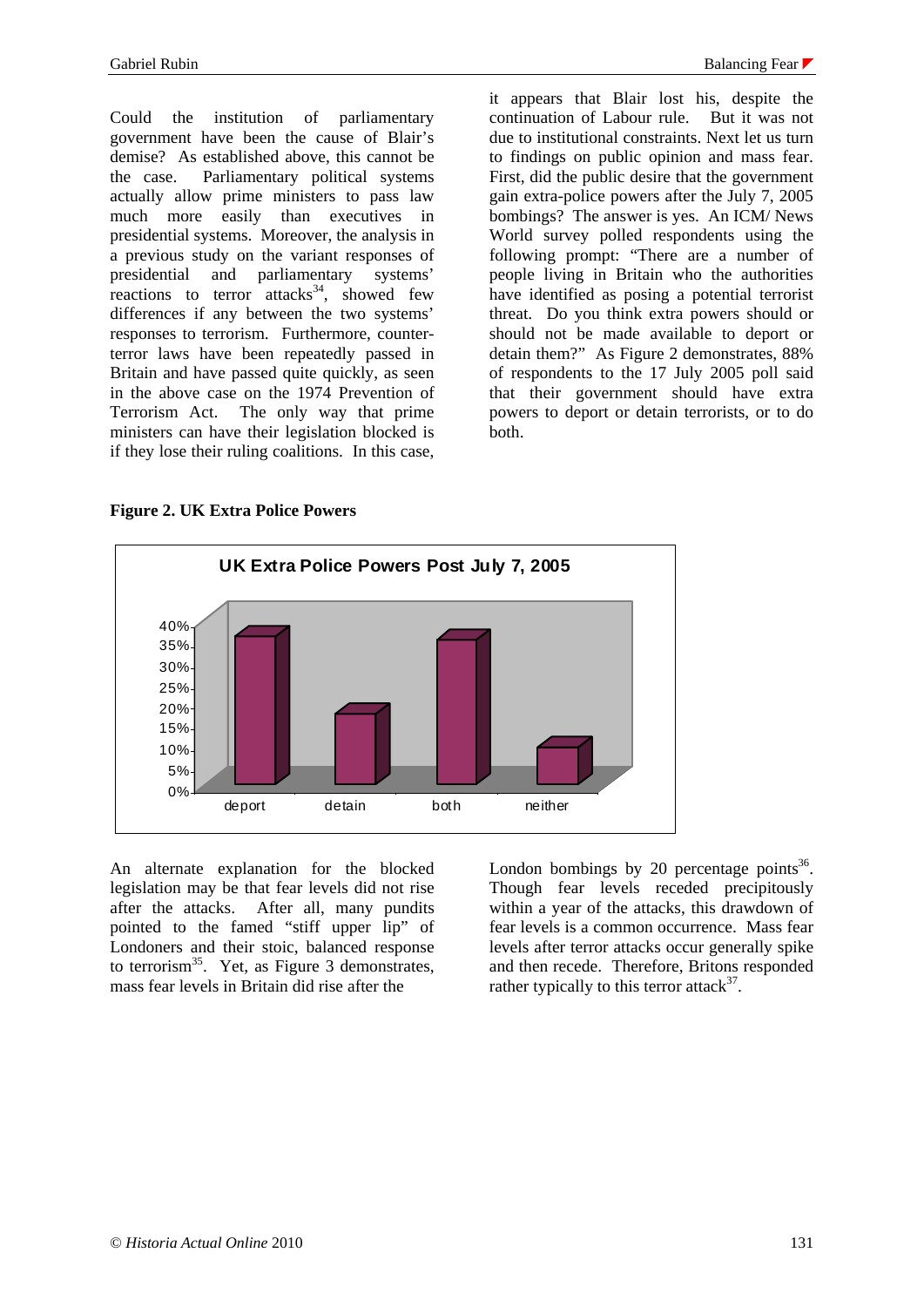Could the institution of parliamentary government have been the cause of Blair's demise? As established above, this cannot be the case. Parliamentary political systems actually allow prime ministers to pass law much more easily than executives in presidential systems. Moreover, the analysis in a previous study on the variant responses of presidential and parliamentary systems' reactions to terror attacks[34], showed few differences if any between the two systems' responses to terrorism. Furthermore, counter-terror laws have been repeatedly passed in Britain and have passed quite quickly, as seen in the above case on the 1974 Prevention of Terrorism Act. The only way that prime ministers can have their legislation blocked is if they lose their ruling coalitions. In this case, it appears that Blair lost his, despite the continuation of Labour rule. But it was not due to institutional constraints. Next let us turn to findings on public opinion and mass fear. First, did the public desire that the government gain extra-police powers after the July 7, 2005 bombings? The answer is yes. An ICM/ News World survey polled respondents using the following prompt: "There are a number of people living in Britain who the authorities have identified as posing a potential terrorist threat. Do you think extra powers should or should not be made available to deport or detain them?" As Figure 2 demonstrates, 88% of respondents to the 17 July 2005 poll said that their government should have extra powers to deport or detain terrorists, or to do both.

**Figure 2. UK Extra Police Powers**

UK Extra Police Powers Post July 7, 2005

| | deport | detain | both | neither |
|---|---|---|---|---|
| % | ~37% | ~18% | ~36% | ~9% |

An alternate explanation for the blocked legislation may be that fear levels did not rise after the attacks. After all, many pundits pointed to the famed "stiff upper lip" of Londoners and their stoic, balanced response to terrorism[35]. Yet, as Figure 3 demonstrates, mass fear levels in Britain did rise after the London bombings by 20 percentage points[36]. Though fear levels receded precipitously within a year of the attacks, this drawdown of fear levels is a common occurrence. Mass fear levels after terror attacks occur generally spike and then recede. Therefore, Britons responded rather typically to this terror attack[37].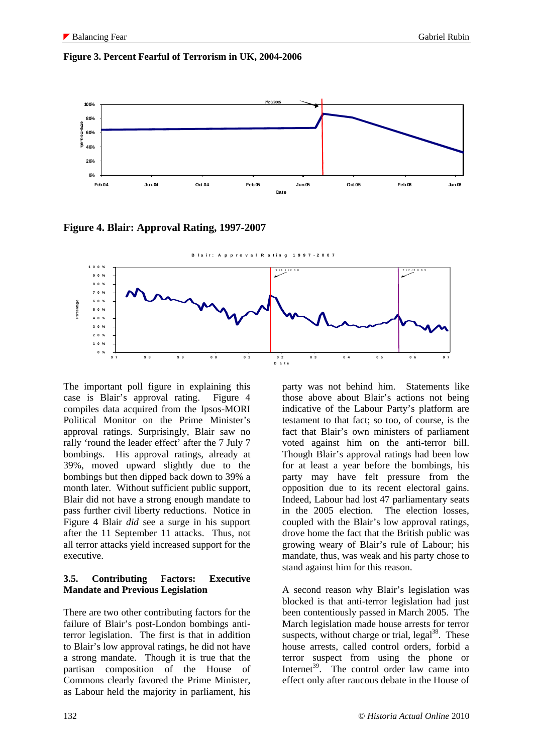**Figure 3. Percent Fearful of Terrorism in UK, 2004-2006**

**Figure 4. Blair: Approval Rating, 1997-2007**

The important poll figure in explaining this case is Blair's approval rating. Figure 4 compiles data acquired from the Ipsos-MORI Political Monitor on the Prime Minister's approval ratings. Surprisingly, Blair saw no rally 'round the leader effect' after the 7 July 7 bombings. His approval ratings, already at 39%, moved upward slightly due to the bombings but then dipped back down to 39% a month later. Without sufficient public support, Blair did not have a strong enough mandate to pass further civil liberty reductions. Notice in Figure 4 Blair *did* see a surge in his support after the 11 September 11 attacks. Thus, not all terror attacks yield increased support for the executive.

### 3.5. Contributing Factors: Executive Mandate and Previous Legislation

There are two other contributing factors for the failure of Blair's post-London bombings anti-terror legislation. The first is that in addition to Blair's low approval ratings, he did not have a strong mandate. Though it is true that the partisan composition of the House of Commons clearly favored the Prime Minister, as Labour held the majority in parliament, his party was not behind him. Statements like those above about Blair's statements not being indicative of the Labour Party's platform are testament to that fact; so too, of course, is the fact that Blair's own ministers of parliament voted against him on the anti-terror bill. Though Blair's approval ratings had been low for at least a year before the bombings, his party may have felt pressure from the opposition due to its recent electoral gains. Indeed, Labour had lost 47 parliamentary seats in the 2005 election. The election losses, coupled with the Blair's low approval ratings, drove home the fact that the British public was growing weary of Blair's rule of Labour; his mandate, thus, was weak and his party chose to stand against him for this reason.

A second reason why Blair's legislation was blocked is that anti-terror legislation had just been contentiously passed in March 2005. The March legislation made house arrests for terror suspects, without charge or trial, legal[38]. These house arrests, called control orders, forbid a terror suspect from using the phone or Internet[39]. The control order law came into effect only after raucous debate in the House of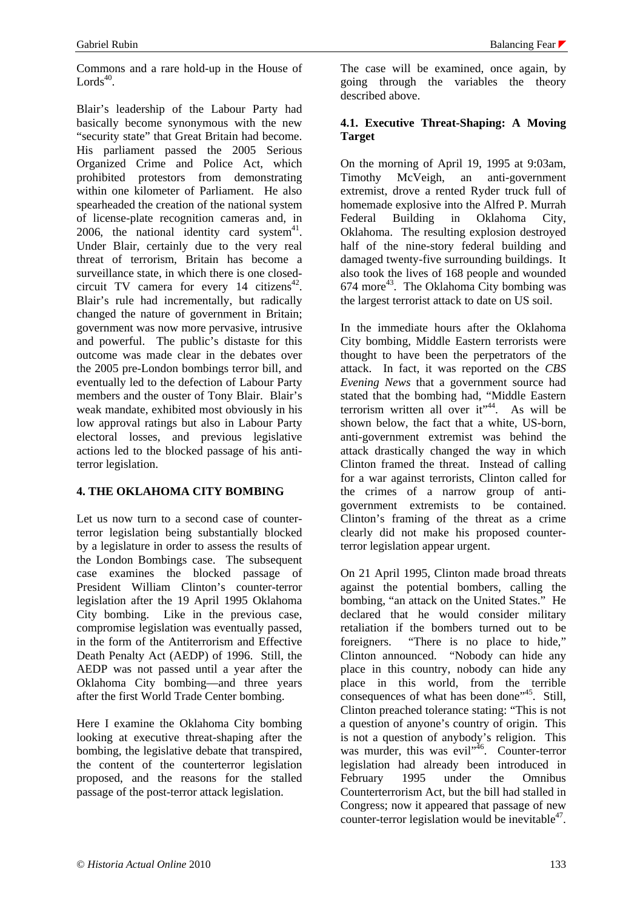Commons and a rare hold-up in the House of Lords[40].

Blair's leadership of the Labour Party had basically become synonymous with the new "security state" that Great Britain had become. His parliament passed the 2005 Serious Organized Crime and Police Act, which prohibited protestors from demonstrating within one kilometer of Parliament. He also spearheaded the creation of the national system of license-plate recognition cameras and, in 2006, the national identity card system[41]. Under Blair, certainly due to the very real threat of terrorism, Britain has become a surveillance state, in which there is one closed-circuit TV camera for every 14 citizens[42]. Blair's rule had incrementally, but radically changed the nature of government in Britain; government was now more pervasive, intrusive and powerful. The public's distaste for this outcome was made clear in the debates over the 2005 pre-London bombings terror bill, and eventually led to the defection of Labour Party members and the ouster of Tony Blair. Blair's weak mandate, exhibited most obviously in his low approval ratings but also in Labour Party electoral losses, and previous legislative actions led to the blocked passage of his anti-terror legislation.

## 4. THE OKLAHOMA CITY BOMBING

Let us now turn to a second case of counter-terror legislation being substantially blocked by a legislature in order to assess the results of the London Bombings case. The subsequent case examines the blocked passage of President William Clinton's counter-terror legislation after the 19 April 1995 Oklahoma City bombing. Like in the previous case, compromise legislation was eventually passed, in the form of the Antiterrorism and Effective Death Penalty Act (AEDP) of 1996. Still, the AEDP was not passed until a year after the Oklahoma City bombing—and three years after the first World Trade Center bombing.

Here I examine the Oklahoma City bombing looking at executive threat-shaping after the bombing, the legislative debate that transpired, the content of the counterterror legislation proposed, and the reasons for the stalled passage of the post-terror attack legislation.

The case will be examined, once again, by going through the variables the theory described above.

### 4.1. Executive Threat-Shaping: A Moving Target

On the morning of April 19, 1995 at 9:03am, Timothy McVeigh, an anti-government extremist, drove a rented Ryder truck full of homemade explosive into the Alfred P. Murrah Federal Building in Oklahoma City, Oklahoma. The resulting explosion destroyed half of the nine-story federal building and damaged twenty-five surrounding buildings. It also took the lives of 168 people and wounded 674 more[43]. The Oklahoma City bombing was the largest terrorist attack to date on US soil.

In the immediate hours after the Oklahoma City bombing, Middle Eastern terrorists were thought to have been the perpetrators of the attack. In fact, it was reported on the *CBS Evening News* that a government source had stated that the bombing had, "Middle Eastern terrorism written all over it"[44]. As will be shown below, the fact that a white, US-born, anti-government extremist was behind the attack drastically changed the way in which Clinton framed the threat. Instead of calling for a war against terrorists, Clinton called for the crimes of a narrow group of anti-government extremists to be contained. Clinton's framing of the threat as a crime clearly did not make his proposed counter-terror legislation appear urgent.

On 21 April 1995, Clinton made broad threats against the potential bombers, calling the bombing, "an attack on the United States." He declared that he would consider military retaliation if the bombers turned out to be foreigners. "There is no place to hide," Clinton announced. "Nobody can hide any place in this country, nobody can hide any place in this world, from the terrible consequences of what has been done"[45]. Still, Clinton preached tolerance stating: "This is not a question of anyone's country of origin. This is not a question of anybody's religion. This was murder, this was evil"[46]. Counter-terror legislation had already been introduced in February 1995 under the Omnibus Counterterrorism Act, but the bill had stalled in Congress; now it appeared that passage of new counter-terror legislation would be inevitable[47].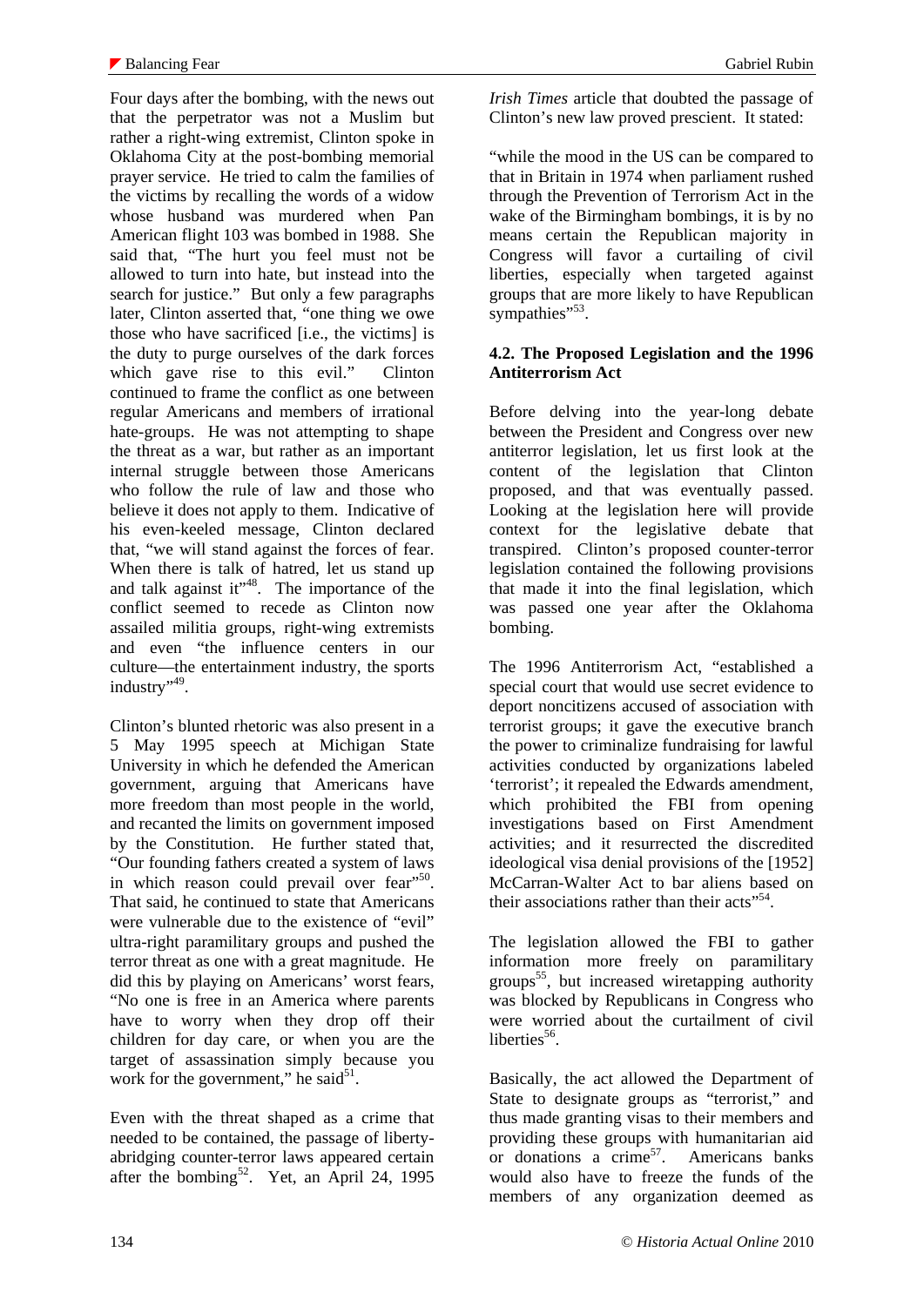Four days after the bombing, with the news out that the perpetrator was not a Muslim but rather a right-wing extremist, Clinton spoke in Oklahoma City at the post-bombing memorial prayer service. He tried to calm the families of the victims by recalling the words of a widow whose husband was murdered when Pan American flight 103 was bombed in 1988. She said that, "The hurt you feel must not be allowed to turn into hate, but instead into the search for justice." But only a few paragraphs later, Clinton asserted that, "one thing we owe those who have sacrificed [i.e., the victims] is the duty to purge ourselves of the dark forces which gave rise to this evil." Clinton continued to frame the conflict as one between regular Americans and members of irrational hate-groups. He was not attempting to shape the threat as a war, but rather as an important internal struggle between those Americans who follow the rule of law and those who believe it does not apply to them. Indicative of his even-keeled message, Clinton declared that, "we will stand against the forces of fear. When there is talk of hatred, let us stand up and talk against it"[48]. The importance of the conflict seemed to recede as Clinton now assailed militia groups, right-wing extremists and even "the influence centers in our culture—the entertainment industry, the sports industry"[49].

Clinton's blunted rhetoric was also present in a 5 May 1995 speech at Michigan State University in which he defended the American government, arguing that Americans have more freedom than most people in the world, and recanted the limits on government imposed by the Constitution. He further stated that, "Our founding fathers created a system of laws in which reason could prevail over fear"[50]. That said, he continued to state that Americans were vulnerable due to the existence of "evil" ultra-right paramilitary groups and pushed the terror threat as one with a great magnitude. He did this by playing on Americans' worst fears, "No one is free in an America where parents have to worry when they drop off their children for day care, or when you are the target of assassination simply because you work for the government," he said[51].

Even with the threat shaped as a crime that needed to be contained, the passage of liberty-abridging counter-terror laws appeared certain after the bombing[52]. Yet, an April 24, 1995 *Irish Times* article that doubted the passage of Clinton's new law proved prescient. It stated:

"while the mood in the US can be compared to that in Britain in 1974 when parliament rushed through the Prevention of Terrorism Act in the wake of the Birmingham bombings, it is by no means certain the Republican majority in Congress will favor a curtailing of civil liberties, especially when targeted against groups that are more likely to have Republican sympathies"[53].

### 4.2. The Proposed Legislation and the 1996 Antiterrorism Act

Before delving into the year-long debate between the President and Congress over new antiterror legislation, let us first look at the content of the legislation that Clinton proposed, and that was eventually passed. Looking at the legislation here will provide context for the legislative debate that transpired. Clinton's proposed counter-terror legislation contained the following provisions that made it into the final legislation, which was passed one year after the Oklahoma bombing.

The 1996 Antiterrorism Act, "established a special court that would use secret evidence to deport noncitizens accused of association with terrorist groups; it gave the executive branch the power to criminalize fundraising for lawful activities conducted by organizations labeled 'terrorist'; it repealed the Edwards amendment, which prohibited the FBI from opening investigations based on First Amendment activities; and it resurrected the discredited ideological visa denial provisions of the [1952] McCarran-Walter Act to bar aliens based on their associations rather than their acts"[54].

The legislation allowed the FBI to gather information more freely on paramilitary groups[55], but increased wiretapping authority was blocked by Republicans in Congress who were worried about the curtailment of civil liberties[56].

Basically, the act allowed the Department of State to designate groups as "terrorist," and thus made granting visas to their members and providing these groups with humanitarian aid or donations a crime[57]. Americans banks would also have to freeze the funds of the members of any organization deemed as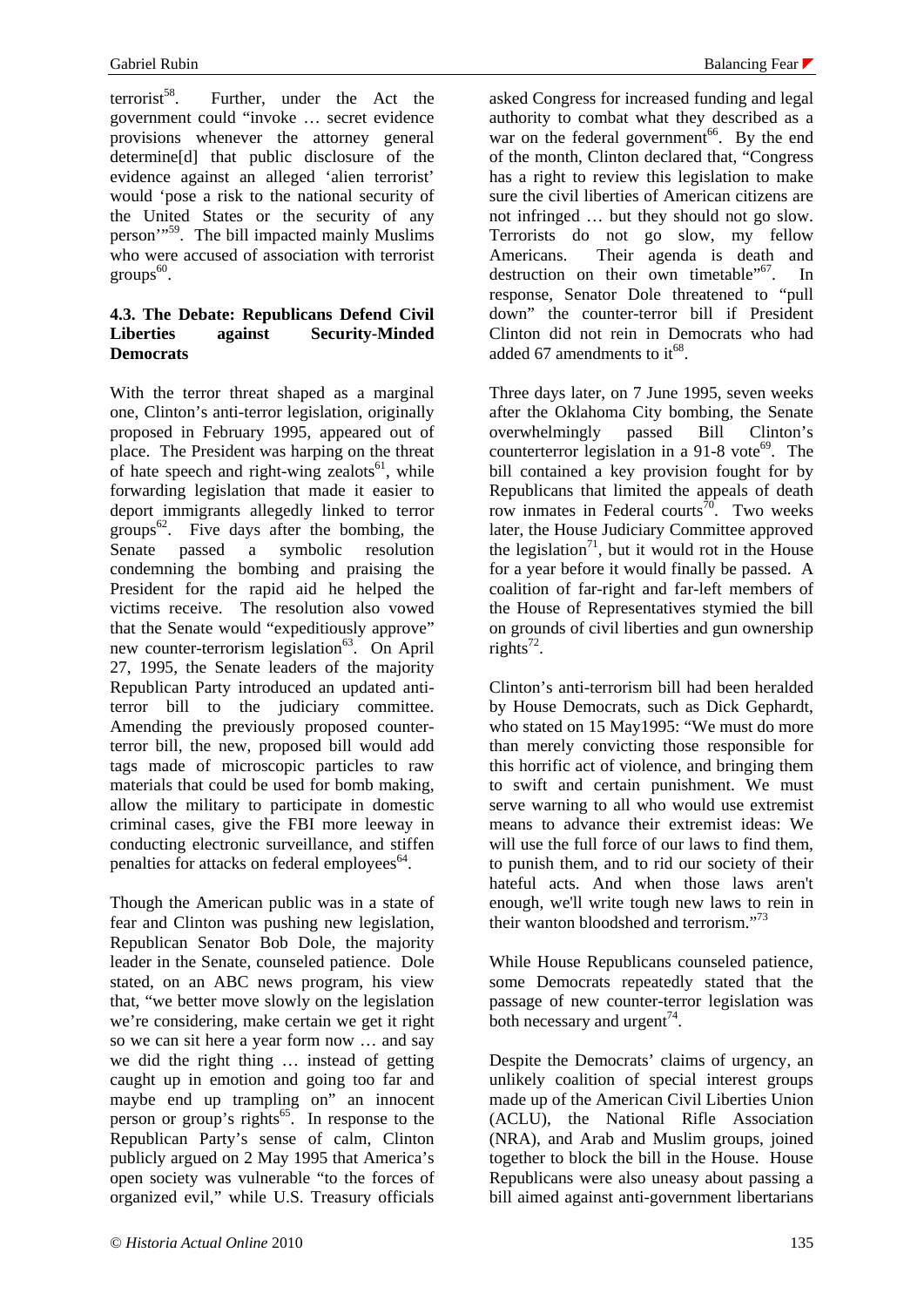terrorist[58]. Further, under the Act the government could "invoke … secret evidence provisions whenever the attorney general determine[d] that public disclosure of the evidence against an alleged 'alien terrorist' would 'pose a risk to the national security of the United States or the security of any person'"[59]. The bill impacted mainly Muslims who were accused of association with terrorist groups[60].

### 4.3. The Debate: Republicans Defend Civil Liberties against Security-Minded Democrats

With the terror threat shaped as a marginal one, Clinton's anti-terror legislation, originally proposed in February 1995, appeared out of place. The President was harping on the threat of hate speech and right-wing zealots[61], while forwarding legislation that made it easier to deport immigrants allegedly linked to terror groups[62]. Five days after the bombing, the Senate passed a symbolic resolution condemning the bombing and praising the President for the rapid aid he helped the victims receive. The resolution also vowed that the Senate would "expeditiously approve" new counter-terrorism legislation[63]. On April 27, 1995, the Senate leaders of the majority Republican Party introduced an updated anti-terror bill to the judiciary committee. Amending the previously proposed counter-terror bill, the new, proposed bill would add tags made of microscopic particles to raw materials that could be used for bomb making, allow the military to participate in domestic criminal cases, give the FBI more leeway in conducting electronic surveillance, and stiffen penalties for attacks on federal employees[64].

Though the American public was in a state of fear and Clinton was pushing new legislation, Republican Senator Bob Dole, the majority leader in the Senate, counseled patience. Dole stated, on an ABC news program, his view that, "we better move slowly on the legislation we're considering, make certain we get it right so we can sit here a year form now … and say we did the right thing … instead of getting caught up in emotion and going too far and maybe end up trampling on" an innocent person or group's rights[65]. In response to the Republican Party's sense of calm, Clinton publicly argued on 2 May 1995 that America's open society was vulnerable "to the forces of organized evil," while U.S. Treasury officials asked Congress for increased funding and legal authority to combat what they described as a war on the federal government[66]. By the end of the month, Clinton declared that, "Congress has a right to review this legislation to make sure the civil liberties of American citizens are not infringed … but they should not go slow. Terrorists do not go slow, my fellow Americans. Their agenda is death and destruction on their own timetable"[67]. In response, Senator Dole threatened to "pull down" the counter-terror bill if President Clinton did not rein in Democrats who had added 67 amendments to it[68].

Three days later, on 7 June 1995, seven weeks after the Oklahoma City bombing, the Senate overwhelmingly passed Bill Clinton's counterterror legislation in a 91-8 vote[69]. The bill contained a key provision fought for by Republicans that limited the appeals of death row inmates in Federal courts[70]. Two weeks later, the House Judiciary Committee approved the legislation[71], but it would rot in the House for a year before it would finally be passed. A coalition of far-right and far-left members of the House of Representatives stymied the bill on grounds of civil liberties and gun ownership rights[72].

Clinton's anti-terrorism bill had been heralded by House Democrats, such as Dick Gephardt, who stated on 15 May1995: "We must do more than merely convicting those responsible for this horrific act of violence, and bringing them to swift and certain punishment. We must serve warning to all who would use extremist means to advance their extremist ideas: We will use the full force of our laws to find them, to punish them, and to rid our society of their hateful acts. And when those laws aren't enough, we'll write tough new laws to rein in their wanton bloodshed and terrorism."[73]

While House Republicans counseled patience, some Democrats repeatedly stated that the passage of new counter-terror legislation was both necessary and urgent[74].

Despite the Democrats' claims of urgency, an unlikely coalition of special interest groups made up of the American Civil Liberties Union (ACLU), the National Rifle Association (NRA), and Arab and Muslim groups, joined together to block the bill in the House. House Republicans were also uneasy about passing a bill aimed against anti-government libertarians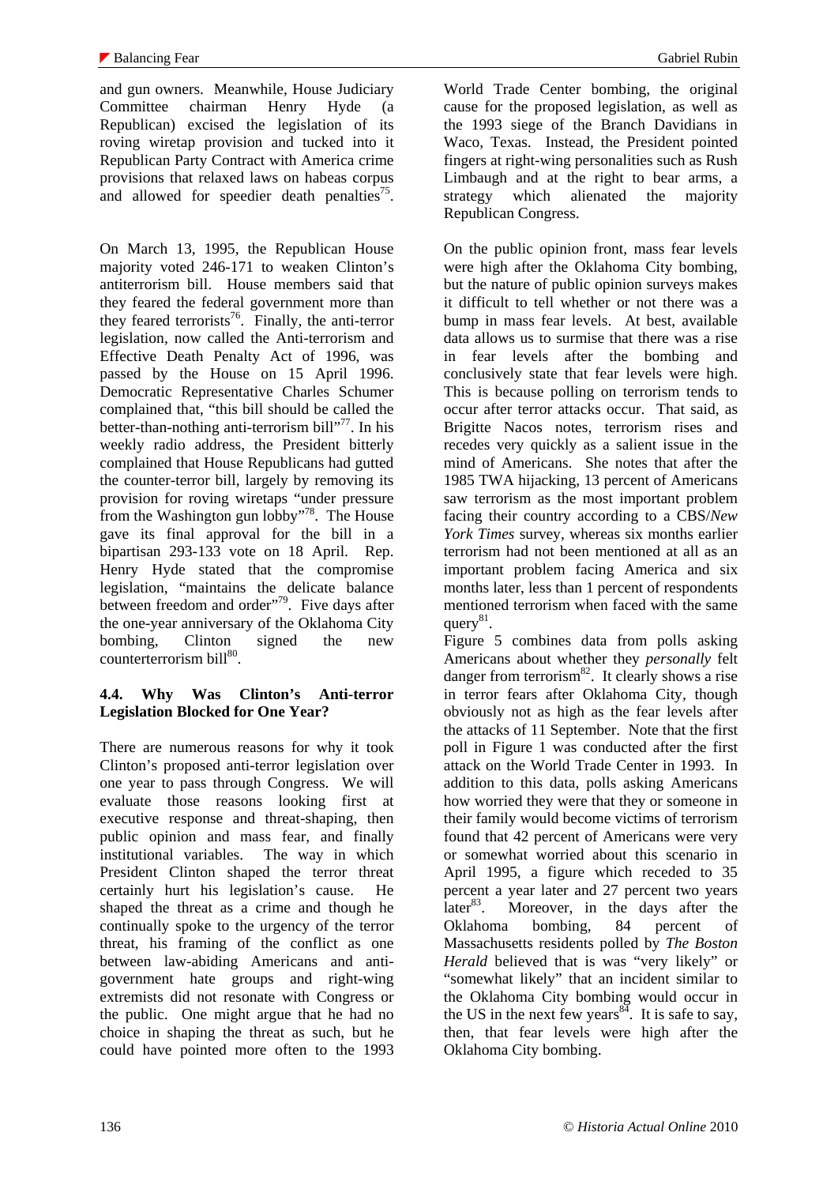and gun owners. Meanwhile, House Judiciary Committee chairman Henry Hyde (a Republican) excised the legislation of its roving wiretap provision and tucked into it Republican Party Contract with America crime provisions that relaxed laws on habeas corpus and allowed for speedier death penalties[75].

On March 13, 1995, the Republican House majority voted 246-171 to weaken Clinton's antiterrorism bill. House members said that they feared the federal government more than they feared terrorists[76]. Finally, the anti-terror legislation, now called the Anti-terrorism and Effective Death Penalty Act of 1996, was passed by the House on 15 April 1996. Democratic Representative Charles Schumer complained that, "this bill should be called the better-than-nothing anti-terrorism bill"[77]. In his weekly radio address, the President bitterly complained that House Republicans had gutted the counter-terror bill, largely by removing its provision for roving wiretaps "under pressure from the Washington gun lobby"[78]. The House gave its final approval for the bill in a bipartisan 293-133 vote on 18 April. Rep. Henry Hyde stated that the compromise legislation, "maintains the delicate balance between freedom and order"[79]. Five days after the one-year anniversary of the Oklahoma City bombing, Clinton signed the new counterterrorism bill[80].

### 4.4. Why Was Clinton's Anti-terror Legislation Blocked for One Year?

There are numerous reasons for why it took Clinton's proposed anti-terror legislation over one year to pass through Congress. We will evaluate those reasons looking first at executive response and threat-shaping, then public opinion and mass fear, and finally institutional variables. The way in which President Clinton shaped the terror threat certainly hurt his legislation's cause. He shaped the threat as a crime and though he continually spoke to the urgency of the terror threat, his framing of the conflict as one between law-abiding Americans and anti-government hate groups and right-wing extremists did not resonate with Congress or the public. One might argue that he had no choice in shaping the threat as such, but he could have pointed more often to the 1993 World Trade Center bombing, the original cause for the proposed legislation, as well as the 1993 siege of the Branch Davidians in Waco, Texas. Instead, the President pointed fingers at right-wing personalities such as Rush Limbaugh and at the right to bear arms, a strategy which alienated the majority Republican Congress.

On the public opinion front, mass fear levels were high after the Oklahoma City bombing, but the nature of public opinion surveys makes it difficult to tell whether or not there was a bump in mass fear levels. At best, available data allows us to surmise that there was a rise in fear levels after the bombing and conclusively state that fear levels were high. This is because polling on terrorism tends to occur after terror attacks occur. That said, as Brigitte Nacos notes, terrorism rises and recedes very quickly as a salient issue in the mind of Americans. She notes that after the 1985 TWA hijacking, 13 percent of Americans saw terrorism as the most important problem facing their country according to a CBS/*New York Times* survey, whereas six months earlier terrorism had not been mentioned at all as an important problem facing America and six months later, less than 1 percent of respondents mentioned terrorism when faced with the same query[81].

Figure 5 combines data from polls asking Americans about whether they *personally* felt danger from terrorism[82]. It clearly shows a rise in terror fears after Oklahoma City, though obviously not as high as the fear levels after the attacks of 11 September. Note that the first poll in Figure 1 was conducted after the first attack on the World Trade Center in 1993. In addition to this data, polls asking Americans how worried they were that they or someone in their family would become victims of terrorism found that 42 percent of Americans were very or somewhat worried about this scenario in April 1995, a figure which receded to 35 percent a year later and 27 percent two years later[83]. Moreover, in the days after the Oklahoma bombing, 84 percent of Massachusetts residents polled by *The Boston Herald* believed that is was "very likely" or "somewhat likely" that an incident similar to the Oklahoma City bombing would occur in the US in the next few years[84]. It is safe to say, then, that fear levels were high after the Oklahoma City bombing.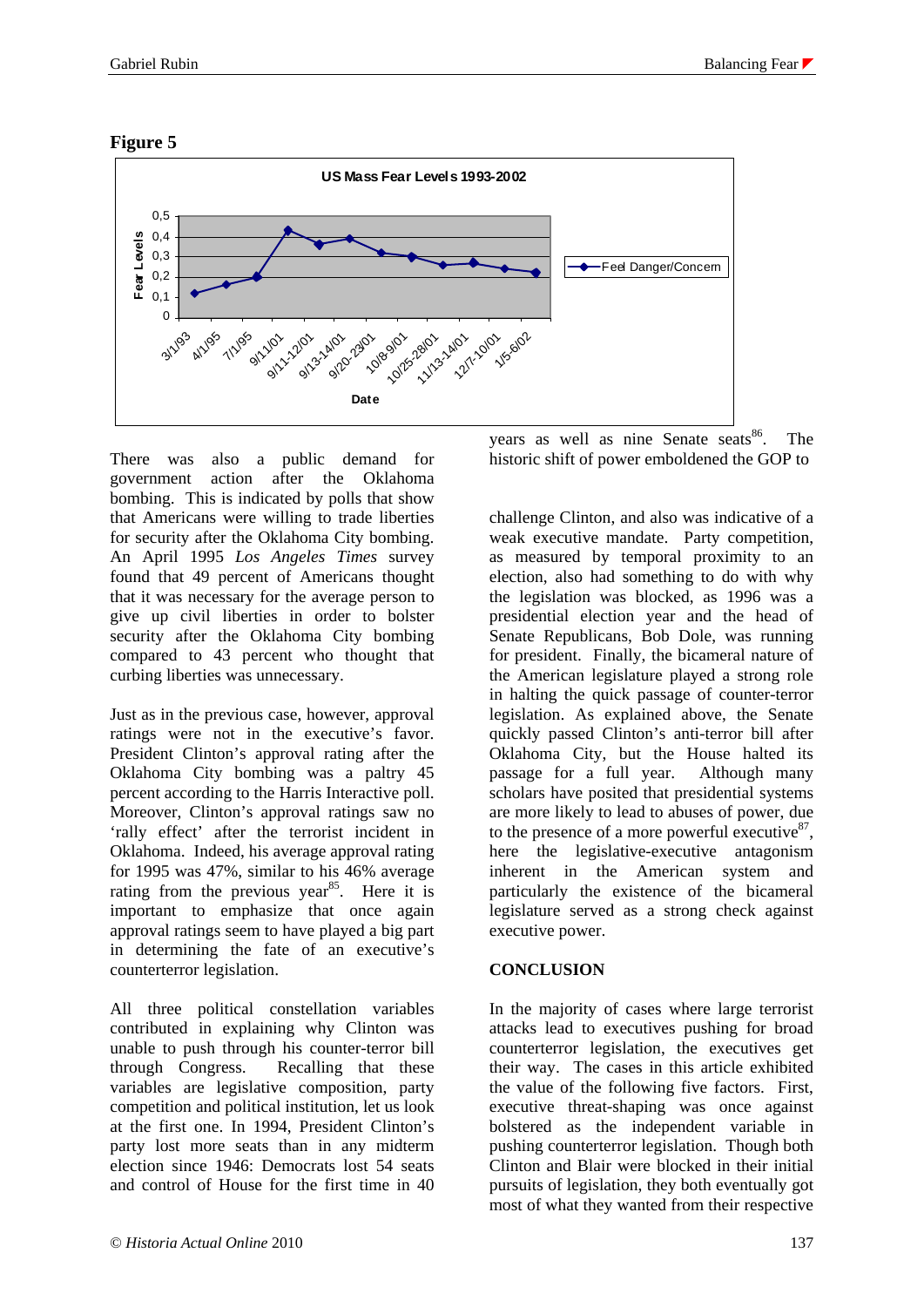**Figure 5**

US Mass Fear Levels 1993-2002

| Date | Feel Danger/Concern |
|---|---|
| 3/1/93 | 0.12 |
| 4/1/95 | 0.16 |
| 7/1/95 | 0.2 |
| 9/11/01 | 0.43 |
| 9/11-12/01 | 0.36 |
| 9/13-14/01 | 0.39 |
| 9/20-23/01 | 0.32 |
| 10/8-9/01 | 0.3 |
| 10/25-28/01 | 0.26 |
| 11/13-14/01 | 0.27 |
| 12/7-10/01 | 0.24 |
| 1/5-6/02 | 0.22 |

There was also a public demand for government action after the Oklahoma bombing. This is indicated by polls that show that Americans were willing to trade liberties for security after the Oklahoma City bombing. An April 1995 *Los Angeles Times* survey found that 49 percent of Americans thought that it was necessary for the average person to give up civil liberties in order to bolster security after the Oklahoma City bombing compared to 43 percent who thought that curbing liberties was unnecessary.

Just as in the previous case, however, approval ratings were not in the executive's favor. President Clinton's approval rating after the Oklahoma City bombing was a paltry 45 percent according to the Harris Interactive poll. Moreover, Clinton's approval ratings saw no 'rally effect' after the terrorist incident in Oklahoma. Indeed, his average approval rating for 1995 was 47%, similar to his 46% average rating from the previous year[85]. Here it is important to emphasize that once again approval ratings seem to have played a big part in determining the fate of an executive's counterterror legislation.

All three political constellation variables contributed in explaining why Clinton was unable to push through his counter-terror bill through Congress. Recalling that these variables are legislative composition, party competition and political institution, let us look at the first one. In 1994, President Clinton's party lost more seats than in any midterm election since 1946: Democrats lost 54 seats and control of House for the first time in 40 years as well as nine Senate seats[86]. The historic shift of power emboldened the GOP to challenge Clinton, and also was indicative of a weak executive mandate. Party competition, as measured by temporal proximity to an election, also had something to do with why the legislation was blocked, as 1996 was a presidential election year and the head of Senate Republicans, Bob Dole, was running for president. Finally, the bicameral nature of the American legislature played a strong role in halting the quick passage of counter-terror legislation. As explained above, the Senate quickly passed Clinton's anti-terror bill after Oklahoma City, but the House halted its passage for a full year. Although many scholars have posited that presidential systems are more likely to lead to abuses of power, due to the presence of a more powerful executive[87], here the legislative-executive antagonism inherent in the American system and particularly the existence of the bicameral legislature served as a strong check against executive power.

## CONCLUSION

In the majority of cases where large terrorist attacks lead to executives pushing for broad counterterror legislation, the executives get their way. The cases in this article exhibited the value of the following five factors. First, executive threat-shaping was once against bolstered as the independent variable in pushing counterterror legislation. Though both Clinton and Blair were blocked in their initial pursuits of legislation, they both eventually got most of what they wanted from their respective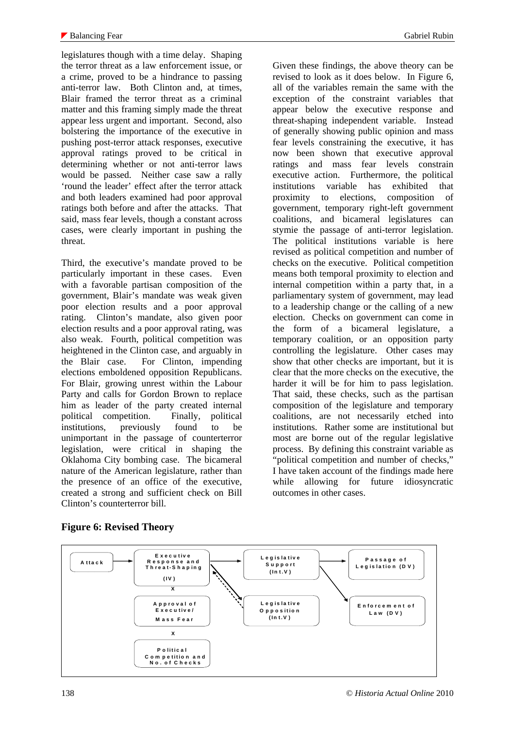legislatures though with a time delay. Shaping the terror threat as a law enforcement issue, or a crime, proved to be a hindrance to passing anti-terror law. Both Clinton and, at times, Blair framed the terror threat as a criminal matter and this framing simply made the threat appear less urgent and important. Second, also bolstering the importance of the executive in pushing post-terror attack responses, executive approval ratings proved to be critical in determining whether or not anti-terror laws would be passed. Neither case saw a rally 'round the leader' effect after the terror attack and both leaders examined had poor approval ratings both before and after the attacks. That said, mass fear levels, though a constant across cases, were clearly important in pushing the threat.

Third, the executive's mandate proved to be particularly important in these cases. Even with a favorable partisan composition of the government, Blair's mandate was weak given poor election results and a poor approval rating. Clinton's mandate, also given poor election results and a poor approval rating, was also weak. Fourth, political competition was heightened in the Clinton case, and arguably in the Blair case. For Clinton, impending elections emboldened opposition Republicans. For Blair, growing unrest within the Labour Party and calls for Gordon Brown to replace him as leader of the party created internal political competition. Finally, political institutions, previously found to be unimportant in the passage of counterterror legislation, were critical in shaping the Oklahoma City bombing case. The bicameral nature of the American legislature, rather than the presence of an office of the executive, created a strong and sufficient check on Bill Clinton's counterterror bill.

Given these findings, the above theory can be revised to look as it does below. In Figure 6, all of the variables remain the same with the exception of the constraint variables that appear below the executive response and threat-shaping independent variable. Instead of generally showing public opinion and mass fear levels constraining the executive, it has now been shown that executive approval ratings and mass fear levels constrain executive action. Furthermore, the political institutions variable has exhibited that proximity to elections, composition of government, temporary right-left government coalitions, and bicameral legislatures can stymie the passage of anti-terror legislation. The political institutions variable is here revised as political competition and number of checks on the executive. Political competition means both temporal proximity to election and internal competition within a party that, in a parliamentary system of government, may lead to a leadership change or the calling of a new election. Checks on government can come in the form of a bicameral legislature, a temporary coalition, or an opposition party controlling the legislature. Other cases may show that other checks are important, but it is clear that the more checks on the executive, the harder it will be for him to pass legislation. That said, these checks, such as the partisan composition of the legislature and temporary coalitions, are not necessarily etched into institutions. Rather some are institutional but most are borne out of the regular legislative process. By defining this constraint variable as "political competition and number of checks," I have taken account of the findings made here while allowing for future idiosyncratic outcomes in other cases.

**Figure 6: Revised Theory**

```
Attack --> Executive Response and Threat-Shaping (IV) --> Legislative Support (Int.V) --> Passage of Legislation (DV)
                                  x                   \-> Legislative Opposition (Int.V)   \-> Enforcement of Law (DV)
           Approval of Executive/ Mass Fear
                                  x
           Political Competition and No. of Checks
```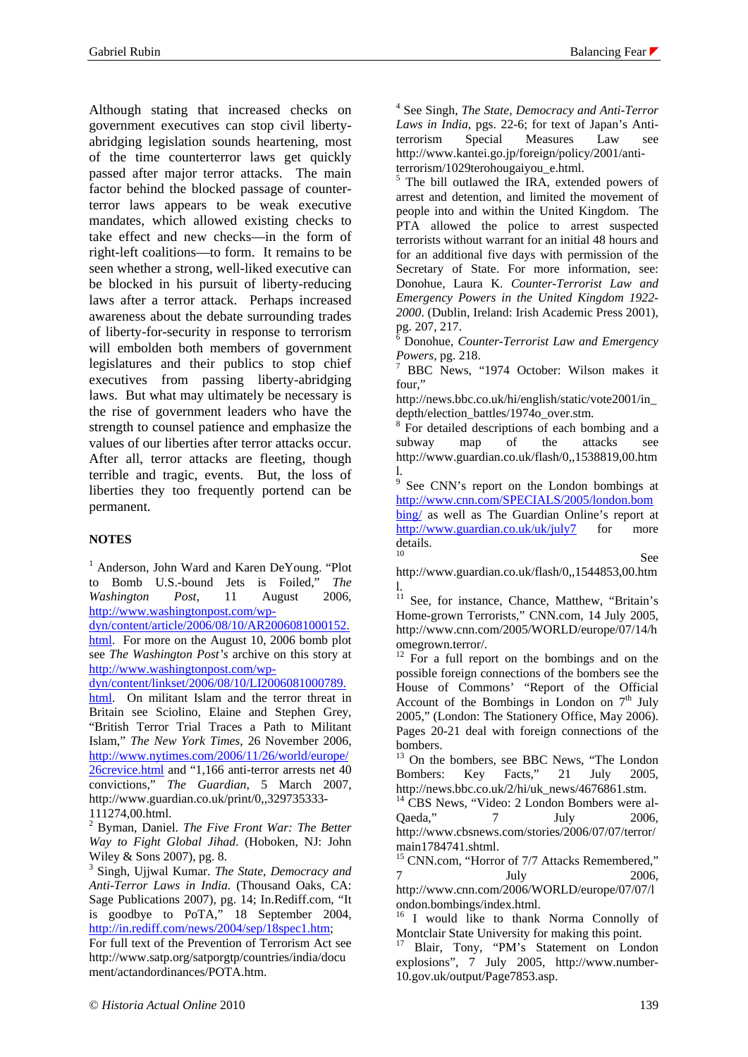Although stating that increased checks on government executives can stop civil liberty-abridging legislation sounds heartening, most of the time counterterror laws get quickly passed after major terror attacks. The main factor behind the blocked passage of counter-terror laws appears to be weak executive mandates, which allowed existing checks to take effect and new checks—in the form of right-left coalitions—to form. It remains to be seen whether a strong, well-liked executive can be blocked in his pursuit of liberty-reducing laws after a terror attack. Perhaps increased awareness about the debate surrounding trades of liberty-for-security in response to terrorism will embolden both members of government legislatures and their publics to stop chief executives from passing liberty-abridging laws. But what may ultimately be necessary is the rise of government leaders who have the strength to counsel patience and emphasize the values of our liberties after terror attacks occur. After all, terror attacks are fleeting, though terrible and tragic, events. But, the loss of liberties they too frequently portend can be permanent.

## NOTES

[1] Anderson, John Ward and Karen DeYoung. "Plot to Bomb U.S.-bound Jets is Foiled," *The Washington Post*, 11 August 2006, http://www.washingtonpost.com/wp-dyn/content/article/2006/08/10/AR2006081000152.html. For more on the August 10, 2006 bomb plot see *The Washington Post's* archive on this story at http://www.washingtonpost.com/wp-dyn/content/linkset/2006/08/10/LI2006081000789.html. On militant Islam and the terror threat in Britain see Sciolino, Elaine and Stephen Grey, "British Terror Trial Traces a Path to Militant Islam," *The New York Times*, 26 November 2006, http://www.nytimes.com/2006/11/26/world/europe/26crevice.html and "1,166 anti-terror arrests net 40 convictions," *The Guardian*, 5 March 2007, http://www.guardian.co.uk/print/0,,329735333-111274,00.html.

[2] Byman, Daniel. *The Five Front War: The Better Way to Fight Global Jihad*. (Hoboken, NJ: John Wiley & Sons 2007), pg. 8.

[3] Singh, Ujjwal Kumar. *The State, Democracy and Anti-Terror Laws in India*. (Thousand Oaks, CA: Sage Publications 2007), pg. 14; In.Rediff.com, "It is goodbye to PoTA," 18 September 2004, http://in.rediff.com/news/2004/sep/18spec1.htm; For full text of the Prevention of Terrorism Act see http://www.satp.org/satporgtp/countries/india/document/actandordinances/POTA.htm.

[4] See Singh, *The State, Democracy and Anti-Terror Laws in India*, pgs. 22-6; for text of Japan's Anti-terrorism Special Measures Law see http://www.kantei.go.jp/foreign/policy/2001/anti-terrorism/1029terohougaiyou_e.html.

[5] The bill outlawed the IRA, extended powers of arrest and detention, and limited the movement of people into and within the United Kingdom. The PTA allowed the police to arrest suspected terrorists without warrant for an initial 48 hours and for an additional five days with permission of the Secretary of State. For more information, see: Donohue, Laura K. *Counter-Terrorist Law and Emergency Powers in the United Kingdom 1922-2000*. (Dublin, Ireland: Irish Academic Press 2001), pg. 207, 217.

[6] Donohue, *Counter-Terrorist Law and Emergency Powers*, pg. 218.

[7] BBC News, "1974 October: Wilson makes it four," http://news.bbc.co.uk/hi/english/static/vote2001/in_depth/election_battles/1974o_over.stm.

[8] For detailed descriptions of each bombing and a subway map of the attacks see http://www.guardian.co.uk/flash/0,,1538819,00.html.

[9] See CNN's report on the London bombings at http://www.cnn.com/SPECIALS/2005/london.bombing/ as well as The Guardian Online's report at http://www.guardian.co.uk/uk/july7 for more details.

[10] See http://www.guardian.co.uk/flash/0,,1544853,00.html.

[11] See, for instance, Chance, Matthew, "Britain's Home-grown Terrorists," CNN.com, 14 July 2005, http://www.cnn.com/2005/WORLD/europe/07/14/homegrown.terror/.

[12] For a full report on the bombings and on the possible foreign connections of the bombers see the House of Commons' "Report of the Official Account of the Bombings in London on 7th July 2005," (London: The Stationery Office, May 2006). Pages 20-21 deal with foreign connections of the bombers.

[13] On the bombers, see BBC News, "The London Bombers: Key Facts," 21 July 2005, http://news.bbc.co.uk/2/hi/uk_news/4676861.stm.

[14] CBS News, "Video: 2 London Bombers were al-Qaeda," 7 July 2006, http://www.cbsnews.com/stories/2006/07/07/terror/main1784741.shtml.

[15] CNN.com, "Horror of 7/7 Attacks Remembered," 7 July 2006, http://www.cnn.com/2006/WORLD/europe/07/07/london.bombings/index.html.

[16] I would like to thank Norma Connolly of Montclair State University for making this point.

[17] Blair, Tony, "PM's Statement on London explosions", 7 July 2005, http://www.number-10.gov.uk/output/Page7853.asp.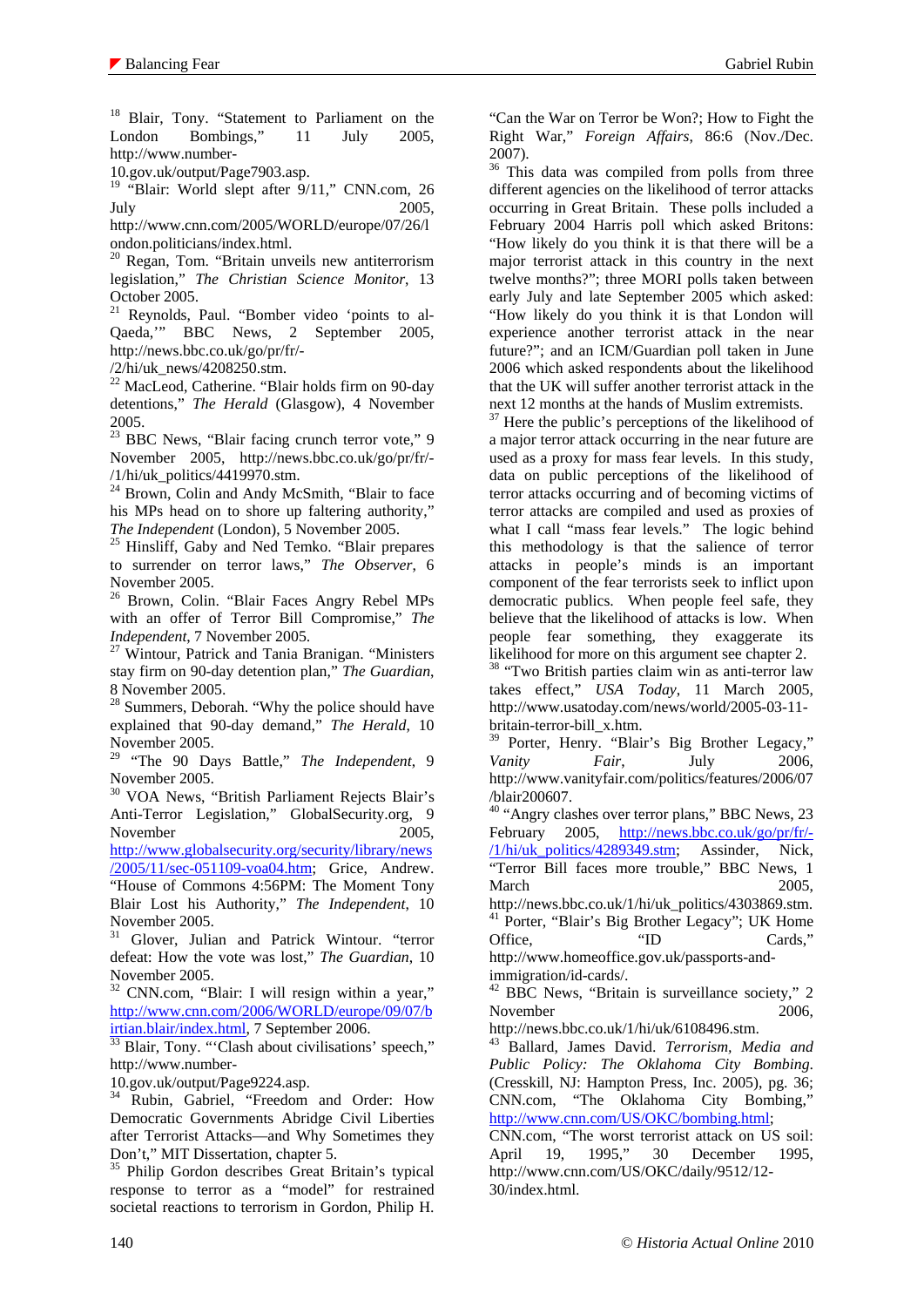[18] Blair, Tony. "Statement to Parliament on the London Bombings," 11 July 2005, http://www.number-10.gov.uk/output/Page7903.asp.

[19] "Blair: World slept after 9/11," CNN.com, 26 July 2005, http://www.cnn.com/2005/WORLD/europe/07/26/london.politicians/index.html.

[20] Regan, Tom. "Britain unveils new antiterrorism legislation," *The Christian Science Monitor*, 13 October 2005.

[21] Reynolds, Paul. "Bomber video 'points to al-Qaeda,'" BBC News, 2 September 2005, http://news.bbc.co.uk/go/pr/fr/-/2/hi/uk_news/4208250.stm.

[22] MacLeod, Catherine. "Blair holds firm on 90-day detentions," *The Herald* (Glasgow), 4 November 2005.

[23] BBC News, "Blair facing crunch terror vote," 9 November 2005, http://news.bbc.co.uk/go/pr/fr/-/1/hi/uk_politics/4419970.stm.

[24] Brown, Colin and Andy McSmith, "Blair to face his MPs head on to shore up faltering authority," *The Independent* (London), 5 November 2005.

[25] Hinsliff, Gaby and Ned Temko. "Blair prepares to surrender on terror laws," *The Observer*, 6 November 2005.

[26] Brown, Colin. "Blair Faces Angry Rebel MPs with an offer of Terror Bill Compromise," *The Independent*, 7 November 2005.

[27] Wintour, Patrick and Tania Branigan. "Ministers stay firm on 90-day detention plan," *The Guardian*, 8 November 2005.

[28] Summers, Deborah. "Why the police should have explained that 90-day demand," *The Herald*, 10 November 2005.

[29] "The 90 Days Battle," *The Independent*, 9 November 2005.

[30] VOA News, "British Parliament Rejects Blair's Anti-Terror Legislation," GlobalSecurity.org, 9 November 2005, http://www.globalsecurity.org/security/library/news/2005/11/sec-051109-voa04.htm; Grice, Andrew. "House of Commons 4:56PM: The Moment Tony Blair Lost his Authority," *The Independent*, 10 November 2005.

[31] Glover, Julian and Patrick Wintour. "terror defeat: How the vote was lost," *The Guardian*, 10 November 2005.

[32] CNN.com, "Blair: I will resign within a year," http://www.cnn.com/2006/WORLD/europe/09/07/birtian.blair/index.html, 7 September 2006.

[33] Blair, Tony. "'Clash about civilisations' speech," http://www.number-10.gov.uk/output/Page9224.asp.

[34] Rubin, Gabriel, "Freedom and Order: How Democratic Governments Abridge Civil Liberties after Terrorist Attacks—and Why Sometimes they Don't," MIT Dissertation, chapter 5.

[35] Philip Gordon describes Great Britain's typical response to terror as a "model" for restrained societal reactions to terrorism in Gordon, Philip H. "Can the War on Terror be Won?; How to Fight the Right War," *Foreign Affairs*, 86:6 (Nov./Dec. 2007).

[36] This data was compiled from polls from three different agencies on the likelihood of terror attacks occurring in Great Britain. These polls included a February 2004 Harris poll which asked Britons: "How likely do you think it is that there will be a major terrorist attack in this country in the next twelve months?"; three MORI polls taken between early July and late September 2005 which asked: "How likely do you think it is that London will experience another terrorist attack in the near future?"; and an ICM/Guardian poll taken in June 2006 which asked respondents about the likelihood that the UK will suffer another terrorist attack in the next 12 months at the hands of Muslim extremists.

[37] Here the public's perceptions of the likelihood of a major terror attack occurring in the near future are used as a proxy for mass fear levels. In this study, data on public perceptions of the likelihood of terror attacks occurring and of becoming victims of terror attacks are compiled and used as proxies of what I call "mass fear levels." The logic behind this methodology is that the salience of terror attacks in people's minds is an important component of the fear terrorists seek to inflict upon democratic publics. When people feel safe, they believe that the likelihood of attacks is low. When people fear something, they exaggerate its likelihood for more on this argument see chapter 2.

[38] "Two British parties claim win as anti-terror law takes effect," *USA Today*, 11 March 2005, http://www.usatoday.com/news/world/2005-03-11-britain-terror-bill_x.htm.

[39] Porter, Henry. "Blair's Big Brother Legacy," *Vanity Fair*, July 2006, http://www.vanityfair.com/politics/features/2006/07/blair200607.

[40] "Angry clashes over terror plans," BBC News, 23 February 2005, http://news.bbc.co.uk/go/pr/fr/-/1/hi/uk_politics/4289349.stm; Assinder, Nick, "Terror Bill faces more trouble," BBC News, 1 March 2005, http://news.bbc.co.uk/1/hi/uk_politics/4303869.stm.

[41] Porter, "Blair's Big Brother Legacy"; UK Home Office, "ID Cards," http://www.homeoffice.gov.uk/passports-and-immigration/id-cards/.

[42] BBC News, "Britain is surveillance society," 2 November 2006, http://news.bbc.co.uk/1/hi/uk/6108496.stm.

[43] Ballard, James David. *Terrorism, Media and Public Policy: The Oklahoma City Bombing*. (Cresskill, NJ: Hampton Press, Inc. 2005), pg. 36; CNN.com, "The Oklahoma City Bombing," http://www.cnn.com/US/OKC/bombing.html; CNN.com, "The worst terrorist attack on US soil: April 19, 1995," 30 December 1995, http://www.cnn.com/US/OKC/daily/9512/12-30/index.html.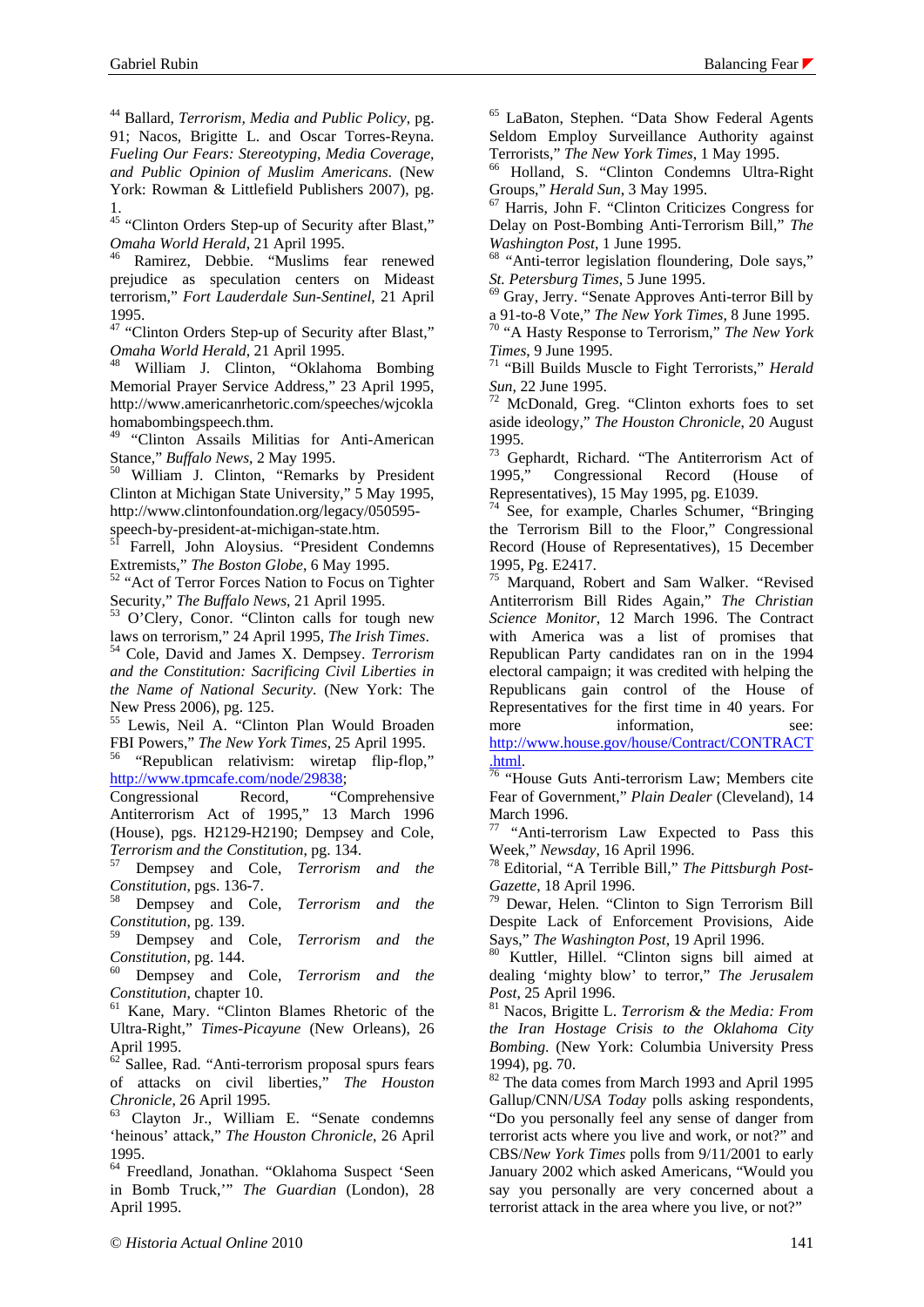[44] Ballard, *Terrorism, Media and Public Policy*, pg. 91; Nacos, Brigitte L. and Oscar Torres-Reyna. *Fueling Our Fears: Stereotyping, Media Coverage, and Public Opinion of Muslim Americans.* (New York: Rowman & Littlefield Publishers 2007), pg. 1.

[45] "Clinton Orders Step-up of Security after Blast," *Omaha World Herald*, 21 April 1995.

[46] Ramirez, Debbie. "Muslims fear renewed prejudice as speculation centers on Mideast terrorism," *Fort Lauderdale Sun-Sentinel*, 21 April 1995.

[47] "Clinton Orders Step-up of Security after Blast," *Omaha World Herald*, 21 April 1995.

[48] William J. Clinton, "Oklahoma Bombing Memorial Prayer Service Address," 23 April 1995, http://www.americanrhetoric.com/speeches/wjcoklahomabombingspeech.thm.

[49] "Clinton Assails Militias for Anti-American Stance," *Buffalo News*, 2 May 1995.

[50] William J. Clinton, "Remarks by President Clinton at Michigan State University," 5 May 1995, http://www.clintonfoundation.org/legacy/050595-speech-by-president-at-michigan-state.htm.

[51] Farrell, John Aloysius. "President Condemns Extremists," *The Boston Globe*, 6 May 1995.

[52] "Act of Terror Forces Nation to Focus on Tighter Security," *The Buffalo News*, 21 April 1995.

[53] O'Clery, Conor. "Clinton calls for tough new laws on terrorism," 24 April 1995, *The Irish Times*.

[54] Cole, David and James X. Dempsey. *Terrorism and the Constitution: Sacrificing Civil Liberties in the Name of National Security.* (New York: The New Press 2006), pg. 125.

[55] Lewis, Neil A. "Clinton Plan Would Broaden FBI Powers," *The New York Times*, 25 April 1995.

[56] "Republican relativism: wiretap flip-flop," http://www.tpmcafe.com/node/29838; Congressional Record, "Comprehensive Antiterrorism Act of 1995," 13 March 1996 (House), pgs. H2129-H2190; Dempsey and Cole, *Terrorism and the Constitution*, pg. 134.

[57] Dempsey and Cole, *Terrorism and the Constitution*, pgs. 136-7.

[58] Dempsey and Cole, *Terrorism and the Constitution*, pg. 139.

[59] Dempsey and Cole, *Terrorism and the Constitution*, pg. 144.

[60] Dempsey and Cole, *Terrorism and the Constitution*, chapter 10.

[61] Kane, Mary. "Clinton Blames Rhetoric of the Ultra-Right," *Times-Picayune* (New Orleans), 26 April 1995.

[62] Sallee, Rad. "Anti-terrorism proposal spurs fears of attacks on civil liberties," *The Houston Chronicle*, 26 April 1995.

[63] Clayton Jr., William E. "Senate condemns 'heinous' attack," *The Houston Chronicle*, 26 April 1995.

[64] Freedland, Jonathan. "Oklahoma Suspect 'Seen in Bomb Truck,'" *The Guardian* (London), 28 April 1995.

[65] LaBaton, Stephen. "Data Show Federal Agents Seldom Employ Surveillance Authority against Terrorists," *The New York Times*, 1 May 1995.

[66] Holland, S. "Clinton Condemns Ultra-Right Groups," *Herald Sun*, 3 May 1995.

[67] Harris, John F. "Clinton Criticizes Congress for Delay on Post-Bombing Anti-Terrorism Bill," *The Washington Post*, 1 June 1995.

[68] "Anti-terror legislation floundering, Dole says," *St. Petersburg Times*, 5 June 1995.

[69] Gray, Jerry. "Senate Approves Anti-terror Bill by a 91-to-8 Vote," *The New York Times*, 8 June 1995.

[70] "A Hasty Response to Terrorism," *The New York Times*, 9 June 1995.

[71] "Bill Builds Muscle to Fight Terrorists," *Herald Sun*, 22 June 1995.

[72] McDonald, Greg. "Clinton exhorts foes to set aside ideology," *The Houston Chronicle*, 20 August 1995.

[73] Gephardt, Richard. "The Antiterrorism Act of 1995," Congressional Record (House of Representatives), 15 May 1995, pg. E1039.

[74] See, for example, Charles Schumer, "Bringing the Terrorism Bill to the Floor," Congressional Record (House of Representatives), 15 December 1995, Pg. E2417.

[75] Marquand, Robert and Sam Walker. "Revised Antiterrorism Bill Rides Again," *The Christian Science Monitor*, 12 March 1996. The Contract with America was a list of promises that Republican Party candidates ran on in the 1994 electoral campaign; it was credited with helping the Republicans gain control of the House of Representatives for the first time in 40 years. For more information, see: http://www.house.gov/house/Contract/CONTRACT.html.

[76] "House Guts Anti-terrorism Law; Members cite Fear of Government," *Plain Dealer* (Cleveland), 14 March 1996.

[77] "Anti-terrorism Law Expected to Pass this Week," *Newsday*, 16 April 1996.

[78] Editorial, "A Terrible Bill," *The Pittsburgh Post-Gazette*, 18 April 1996.

[79] Dewar, Helen. "Clinton to Sign Terrorism Bill Despite Lack of Enforcement Provisions, Aide Says," *The Washington Post*, 19 April 1996.

[80] Kuttler, Hillel. "Clinton signs bill aimed at dealing 'mighty blow' to terror," *The Jerusalem Post*, 25 April 1996.

[81] Nacos, Brigitte L. *Terrorism & the Media: From the Iran Hostage Crisis to the Oklahoma City Bombing.* (New York: Columbia University Press 1994), pg. 70.

[82] The data comes from March 1993 and April 1995 Gallup/CNN/*USA Today* polls asking respondents, "Do you personally feel any sense of danger from terrorist acts where you live and work, or not?" and CBS/*New York Times* polls from 9/11/2001 to early January 2002 which asked Americans, "Would you say you personally are very concerned about a terrorist attack in the area where you live, or not?"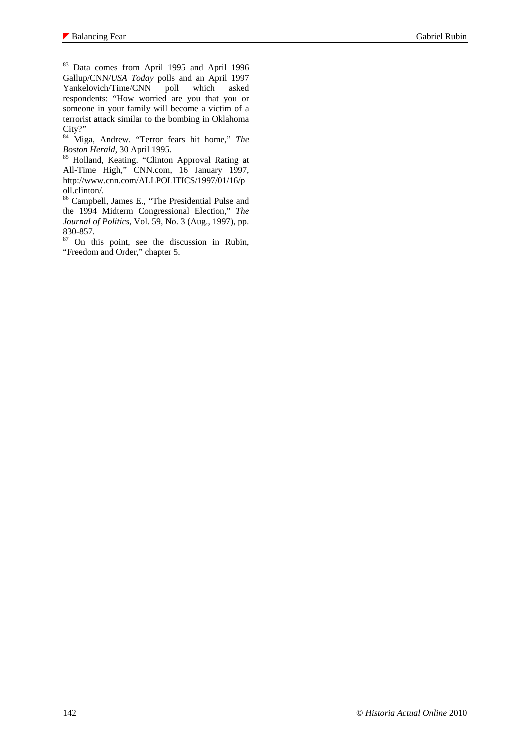[83] Data comes from April 1995 and April 1996 Gallup/CNN/*USA Today* polls and an April 1997 Yankelovich/Time/CNN poll which asked respondents: "How worried are you that you or someone in your family will become a victim of a terrorist attack similar to the bombing in Oklahoma City?"

[84] Miga, Andrew. "Terror fears hit home," *The Boston Herald*, 30 April 1995.

[85] Holland, Keating. "Clinton Approval Rating at All-Time High," CNN.com, 16 January 1997, http://www.cnn.com/ALLPOLITICS/1997/01/16/poll.clinton/.

[86] Campbell, James E., "The Presidential Pulse and the 1994 Midterm Congressional Election," *The Journal of Politics*, Vol. 59, No. 3 (Aug., 1997), pp. 830-857.

[87] On this point, see the discussion in Rubin, "Freedom and Order," chapter 5.